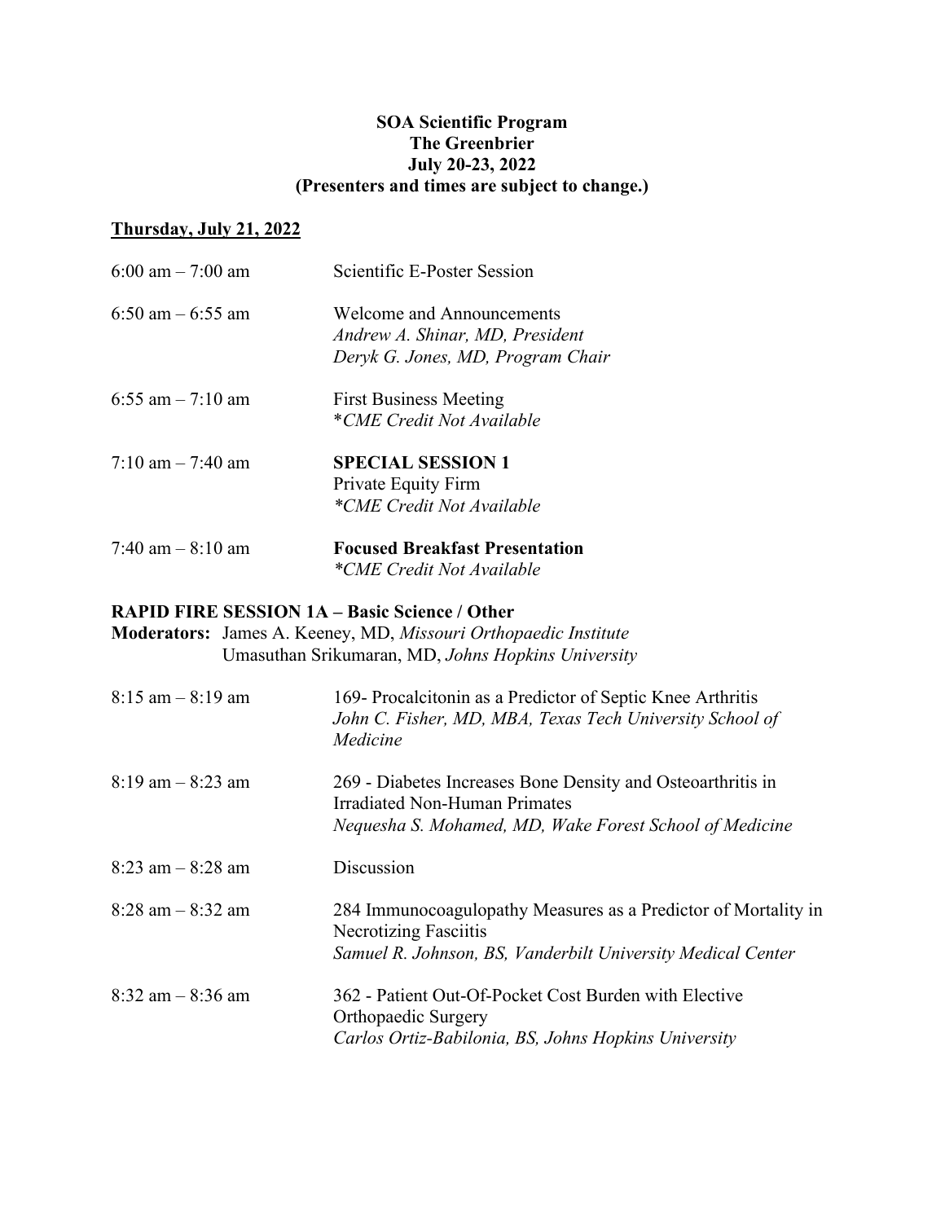**SOA Scientific Program**
**The Greenbrier**
**July 20-23, 2022**
**(Presenters and times are subject to change.)**

## Thursday, July 21, 2022

6:00 am – 7:00 am — Scientific E-Poster Session

6:50 am – 6:55 am — Welcome and Announcements
*Andrew A. Shinar, MD, President*
*Deryk G. Jones, MD, Program Chair*

6:55 am – 7:10 am — First Business Meeting
*\*CME Credit Not Available*

7:10 am – 7:40 am — **SPECIAL SESSION 1**
Private Equity Firm
*\*CME Credit Not Available*

7:40 am – 8:10 am — **Focused Breakfast Presentation**
*\*CME Credit Not Available*

### RAPID FIRE SESSION 1A – Basic Science / Other

**Moderators:** James A. Keeney, MD, *Missouri Orthopaedic Institute*
Umasuthan Srikumaran, MD, *Johns Hopkins University*

8:15 am – 8:19 am — 169- Procalcitonin as a Predictor of Septic Knee Arthritis
*John C. Fisher, MD, MBA, Texas Tech University School of Medicine*

8:19 am – 8:23 am — 269 - Diabetes Increases Bone Density and Osteoarthritis in Irradiated Non-Human Primates
*Nequesha S. Mohamed, MD, Wake Forest School of Medicine*

8:23 am – 8:28 am — Discussion

8:28 am – 8:32 am — 284 Immunocoagulopathy Measures as a Predictor of Mortality in Necrotizing Fasciitis
*Samuel R. Johnson, BS, Vanderbilt University Medical Center*

8:32 am – 8:36 am — 362 - Patient Out-Of-Pocket Cost Burden with Elective Orthopaedic Surgery
*Carlos Ortiz-Babilonia, BS, Johns Hopkins University*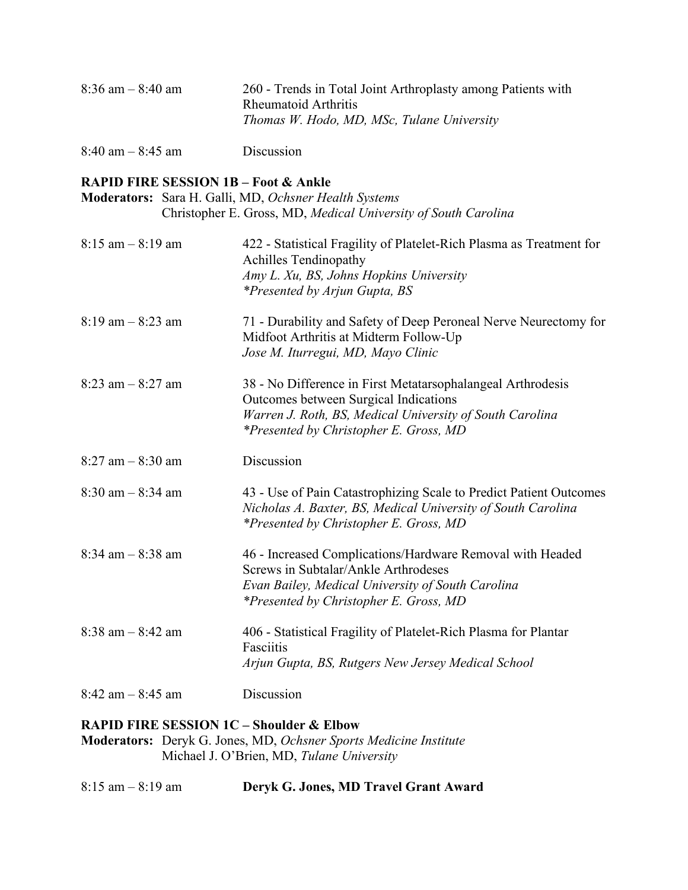8:36 am – 8:40 am — 260 - Trends in Total Joint Arthroplasty among Patients with Rheumatoid Arthritis
*Thomas W. Hodo, MD, MSc, Tulane University*

8:40 am – 8:45 am — Discussion

**RAPID FIRE SESSION 1B – Foot & Ankle**

**Moderators:** Sara H. Galli, MD, *Ochsner Health Systems*
Christopher E. Gross, MD, *Medical University of South Carolina*

8:15 am – 8:19 am — 422 - Statistical Fragility of Platelet-Rich Plasma as Treatment for Achilles Tendinopathy
*Amy L. Xu, BS, Johns Hopkins University*
*\*Presented by Arjun Gupta, BS*

8:19 am – 8:23 am — 71 - Durability and Safety of Deep Peroneal Nerve Neurectomy for Midfoot Arthritis at Midterm Follow-Up
*Jose M. Iturregui, MD, Mayo Clinic*

8:23 am – 8:27 am — 38 - No Difference in First Metatarsophalangeal Arthrodesis Outcomes between Surgical Indications
*Warren J. Roth, BS, Medical University of South Carolina*
*\*Presented by Christopher E. Gross, MD*

8:27 am – 8:30 am — Discussion

8:30 am – 8:34 am — 43 - Use of Pain Catastrophizing Scale to Predict Patient Outcomes
*Nicholas A. Baxter, BS, Medical University of South Carolina*
*\*Presented by Christopher E. Gross, MD*

8:34 am – 8:38 am — 46 - Increased Complications/Hardware Removal with Headed Screws in Subtalar/Ankle Arthrodeses
*Evan Bailey, Medical University of South Carolina*
*\*Presented by Christopher E. Gross, MD*

8:38 am – 8:42 am — 406 - Statistical Fragility of Platelet-Rich Plasma for Plantar Fasciitis
*Arjun Gupta, BS, Rutgers New Jersey Medical School*

8:42 am – 8:45 am — Discussion

**RAPID FIRE SESSION 1C – Shoulder & Elbow**

**Moderators:** Deryk G. Jones, MD, *Ochsner Sports Medicine Institute*
Michael J. O'Brien, MD, *Tulane University*

8:15 am – 8:19 am — **Deryk G. Jones, MD Travel Grant Award**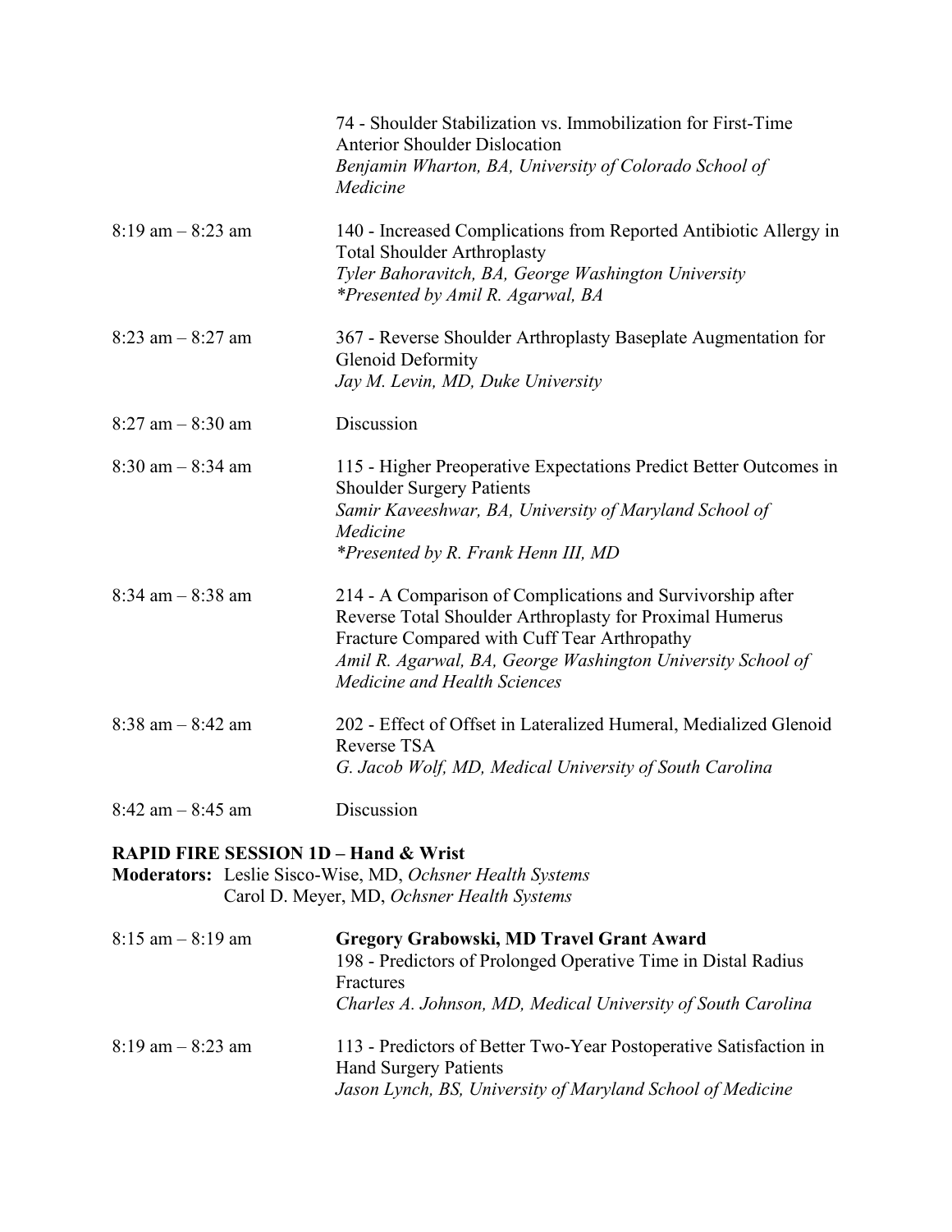| | |
|---|---|
| | 74 - Shoulder Stabilization vs. Immobilization for First-Time Anterior Shoulder Dislocation<br>*Benjamin Wharton, BA, University of Colorado School of Medicine* |
| 8:19 am – 8:23 am | 140 - Increased Complications from Reported Antibiotic Allergy in Total Shoulder Arthroplasty<br>*Tyler Bahoravitch, BA, George Washington University*<br>*\*Presented by Amil R. Agarwal, BA* |
| 8:23 am – 8:27 am | 367 - Reverse Shoulder Arthroplasty Baseplate Augmentation for Glenoid Deformity<br>*Jay M. Levin, MD, Duke University* |
| 8:27 am – 8:30 am | Discussion |
| 8:30 am – 8:34 am | 115 - Higher Preoperative Expectations Predict Better Outcomes in Shoulder Surgery Patients<br>*Samir Kaveeshwar, BA, University of Maryland School of Medicine*<br>*\*Presented by R. Frank Henn III, MD* |
| 8:34 am – 8:38 am | 214 - A Comparison of Complications and Survivorship after Reverse Total Shoulder Arthroplasty for Proximal Humerus Fracture Compared with Cuff Tear Arthropathy<br>*Amil R. Agarwal, BA, George Washington University School of Medicine and Health Sciences* |
| 8:38 am – 8:42 am | 202 - Effect of Offset in Lateralized Humeral, Medialized Glenoid Reverse TSA<br>*G. Jacob Wolf, MD, Medical University of South Carolina* |
| 8:42 am – 8:45 am | Discussion |

**RAPID FIRE SESSION 1D – Hand & Wrist**

**Moderators:** Leslie Sisco-Wise, MD, *Ochsner Health Systems*
Carol D. Meyer, MD, *Ochsner Health Systems*

| | |
|---|---|
| 8:15 am – 8:19 am | **Gregory Grabowski, MD Travel Grant Award**<br>198 - Predictors of Prolonged Operative Time in Distal Radius Fractures<br>*Charles A. Johnson, MD, Medical University of South Carolina* |
| 8:19 am – 8:23 am | 113 - Predictors of Better Two-Year Postoperative Satisfaction in Hand Surgery Patients<br>*Jason Lynch, BS, University of Maryland School of Medicine* |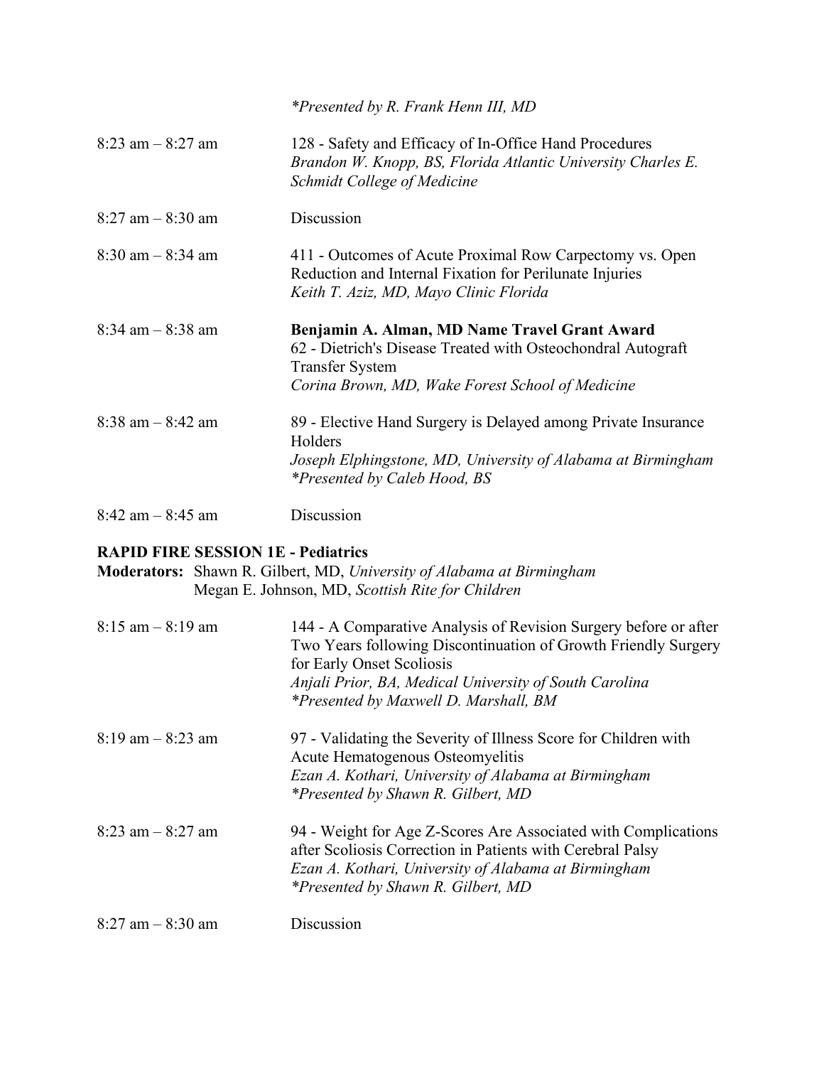*\*Presented by R. Frank Henn III, MD*

8:23 am – 8:27 am — 128 - Safety and Efficacy of In-Office Hand Procedures
*Brandon W. Knopp, BS, Florida Atlantic University Charles E. Schmidt College of Medicine*

8:27 am – 8:30 am — Discussion

8:30 am – 8:34 am — 411 - Outcomes of Acute Proximal Row Carpectomy vs. Open Reduction and Internal Fixation for Perilunate Injuries
*Keith T. Aziz, MD, Mayo Clinic Florida*

8:34 am – 8:38 am — **Benjamin A. Alman, MD Name Travel Grant Award**
62 - Dietrich's Disease Treated with Osteochondral Autograft Transfer System
*Corina Brown, MD, Wake Forest School of Medicine*

8:38 am – 8:42 am — 89 - Elective Hand Surgery is Delayed among Private Insurance Holders
*Joseph Elphingstone, MD, University of Alabama at Birmingham*
*\*Presented by Caleb Hood, BS*

8:42 am – 8:45 am — Discussion

**RAPID FIRE SESSION 1E - Pediatrics**

**Moderators:** Shawn R. Gilbert, MD, *University of Alabama at Birmingham*
Megan E. Johnson, MD, *Scottish Rite for Children*

8:15 am – 8:19 am — 144 - A Comparative Analysis of Revision Surgery before or after Two Years following Discontinuation of Growth Friendly Surgery for Early Onset Scoliosis
*Anjali Prior, BA, Medical University of South Carolina*
*\*Presented by Maxwell D. Marshall, BM*

8:19 am – 8:23 am — 97 - Validating the Severity of Illness Score for Children with Acute Hematogenous Osteomyelitis
*Ezan A. Kothari, University of Alabama at Birmingham*
*\*Presented by Shawn R. Gilbert, MD*

8:23 am – 8:27 am — 94 - Weight for Age Z-Scores Are Associated with Complications after Scoliosis Correction in Patients with Cerebral Palsy
*Ezan A. Kothari, University of Alabama at Birmingham*
*\*Presented by Shawn R. Gilbert, MD*

8:27 am – 8:30 am — Discussion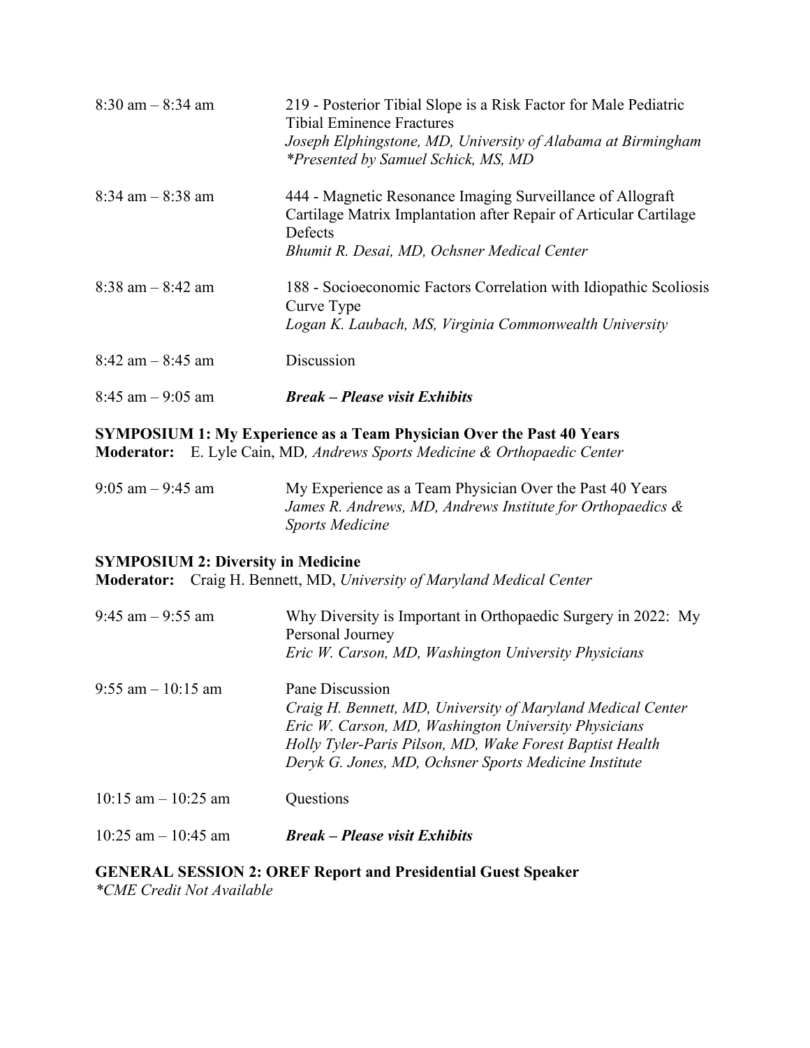| | |
|---|---|
| 8:30 am – 8:34 am | 219 - Posterior Tibial Slope is a Risk Factor for Male Pediatric Tibial Eminence Fractures<br>*Joseph Elphingstone, MD, University of Alabama at Birmingham*<br>*\*Presented by Samuel Schick, MS, MD* |
| 8:34 am – 8:38 am | 444 - Magnetic Resonance Imaging Surveillance of Allograft Cartilage Matrix Implantation after Repair of Articular Cartilage Defects<br>*Bhumit R. Desai, MD, Ochsner Medical Center* |
| 8:38 am – 8:42 am | 188 - Socioeconomic Factors Correlation with Idiopathic Scoliosis Curve Type<br>*Logan K. Laubach, MS, Virginia Commonwealth University* |
| 8:42 am – 8:45 am | Discussion |
| 8:45 am – 9:05 am | ***Break – Please visit Exhibits*** |

**SYMPOSIUM 1: My Experience as a Team Physician Over the Past 40 Years**
**Moderator:** E. Lyle Cain, MD*, Andrews Sports Medicine & Orthopaedic Center*

| | |
|---|---|
| 9:05 am – 9:45 am | My Experience as a Team Physician Over the Past 40 Years<br>*James R. Andrews, MD, Andrews Institute for Orthopaedics & Sports Medicine* |

**SYMPOSIUM 2: Diversity in Medicine**
**Moderator:** Craig H. Bennett, MD, *University of Maryland Medical Center*

| | |
|---|---|
| 9:45 am – 9:55 am | Why Diversity is Important in Orthopaedic Surgery in 2022: My Personal Journey<br>*Eric W. Carson, MD, Washington University Physicians* |
| 9:55 am – 10:15 am | Pane Discussion<br>*Craig H. Bennett, MD, University of Maryland Medical Center*<br>*Eric W. Carson, MD, Washington University Physicians*<br>*Holly Tyler-Paris Pilson, MD, Wake Forest Baptist Health*<br>*Deryk G. Jones, MD, Ochsner Sports Medicine Institute* |
| 10:15 am – 10:25 am | Questions |
| 10:25 am – 10:45 am | ***Break – Please visit Exhibits*** |

**GENERAL SESSION 2: OREF Report and Presidential Guest Speaker**
*\*CME Credit Not Available*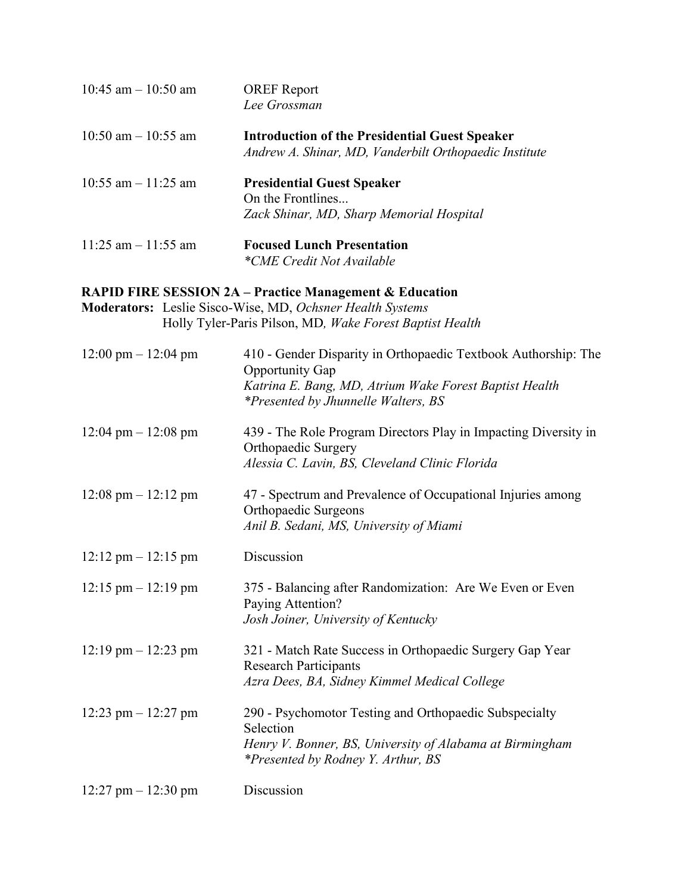| | |
|---|---|
| 10:45 am – 10:50 am | OREF Report<br>*Lee Grossman* |
| 10:50 am – 10:55 am | **Introduction of the Presidential Guest Speaker**<br>*Andrew A. Shinar, MD, Vanderbilt Orthopaedic Institute* |
| 10:55 am – 11:25 am | **Presidential Guest Speaker**<br>On the Frontlines...<br>*Zack Shinar, MD, Sharp Memorial Hospital* |
| 11:25 am – 11:55 am | **Focused Lunch Presentation**<br>**CME Credit Not Available* |

**RAPID FIRE SESSION 2A – Practice Management & Education**

**Moderators:** Leslie Sisco-Wise, MD, *Ochsner Health Systems*
Holly Tyler-Paris Pilson, MD*, Wake Forest Baptist Health*

| | |
|---|---|
| 12:00 pm – 12:04 pm | 410 - Gender Disparity in Orthopaedic Textbook Authorship: The Opportunity Gap<br>*Katrina E. Bang, MD, Atrium Wake Forest Baptist Health*<br>**Presented by Jhunnelle Walters, BS* |
| 12:04 pm – 12:08 pm | 439 - The Role Program Directors Play in Impacting Diversity in Orthopaedic Surgery<br>*Alessia C. Lavin, BS, Cleveland Clinic Florida* |
| 12:08 pm – 12:12 pm | 47 - Spectrum and Prevalence of Occupational Injuries among Orthopaedic Surgeons<br>*Anil B. Sedani, MS, University of Miami* |
| 12:12 pm – 12:15 pm | Discussion |
| 12:15 pm – 12:19 pm | 375 - Balancing after Randomization: Are We Even or Even Paying Attention?<br>*Josh Joiner, University of Kentucky* |
| 12:19 pm – 12:23 pm | 321 - Match Rate Success in Orthopaedic Surgery Gap Year Research Participants<br>*Azra Dees, BA, Sidney Kimmel Medical College* |
| 12:23 pm – 12:27 pm | 290 - Psychomotor Testing and Orthopaedic Subspecialty Selection<br>*Henry V. Bonner, BS, University of Alabama at Birmingham*<br>**Presented by Rodney Y. Arthur, BS* |
| 12:27 pm – 12:30 pm | Discussion |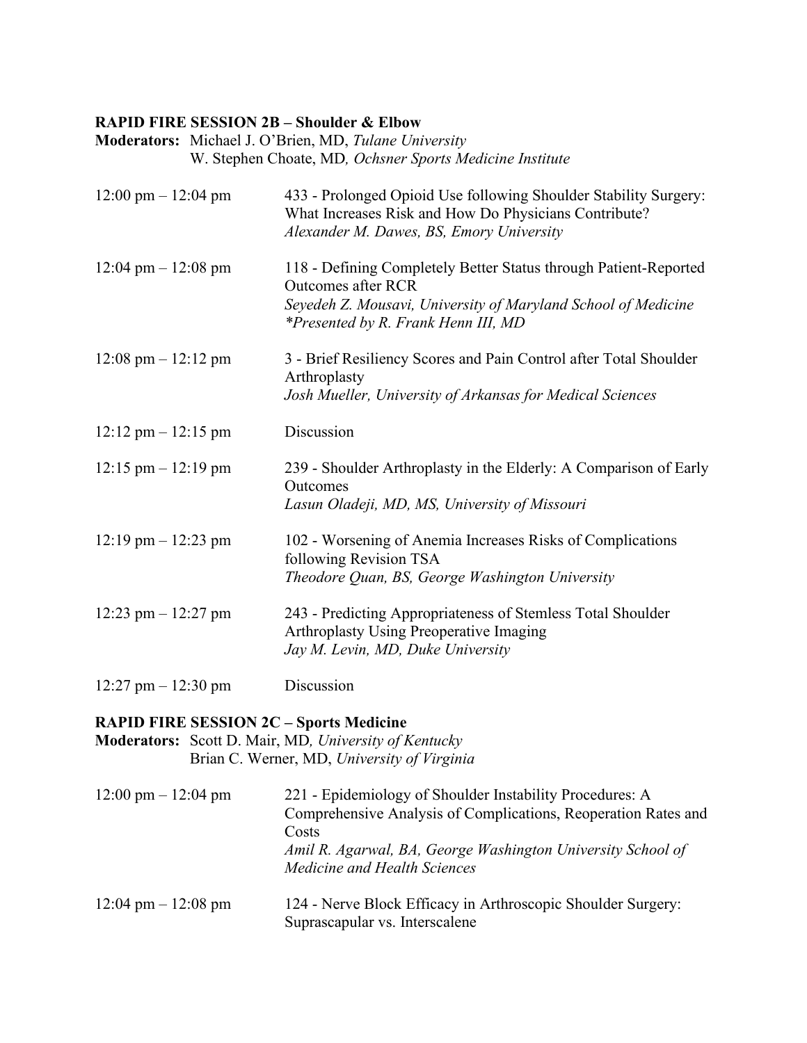**RAPID FIRE SESSION 2B – Shoulder & Elbow**

**Moderators:** Michael J. O'Brien, MD, *Tulane University*
W. Stephen Choate, MD*, Ochsner Sports Medicine Institute*

12:00 pm – 12:04 pm — 433 - Prolonged Opioid Use following Shoulder Stability Surgery: What Increases Risk and How Do Physicians Contribute?
*Alexander M. Dawes, BS, Emory University*

12:04 pm – 12:08 pm — 118 - Defining Completely Better Status through Patient-Reported Outcomes after RCR
*Seyedeh Z. Mousavi, University of Maryland School of Medicine*
**Presented by R. Frank Henn III, MD*

12:08 pm – 12:12 pm — 3 - Brief Resiliency Scores and Pain Control after Total Shoulder Arthroplasty
*Josh Mueller, University of Arkansas for Medical Sciences*

12:12 pm – 12:15 pm — Discussion

12:15 pm – 12:19 pm — 239 - Shoulder Arthroplasty in the Elderly: A Comparison of Early Outcomes
*Lasun Oladeji, MD, MS, University of Missouri*

12:19 pm – 12:23 pm — 102 - Worsening of Anemia Increases Risks of Complications following Revision TSA
*Theodore Quan, BS, George Washington University*

12:23 pm – 12:27 pm — 243 - Predicting Appropriateness of Stemless Total Shoulder Arthroplasty Using Preoperative Imaging
*Jay M. Levin, MD, Duke University*

12:27 pm – 12:30 pm — Discussion

**RAPID FIRE SESSION 2C – Sports Medicine**

**Moderators:** Scott D. Mair, MD*, University of Kentucky*
Brian C. Werner, MD, *University of Virginia*

12:00 pm – 12:04 pm — 221 - Epidemiology of Shoulder Instability Procedures: A Comprehensive Analysis of Complications, Reoperation Rates and Costs
*Amil R. Agarwal, BA, George Washington University School of Medicine and Health Sciences*

12:04 pm – 12:08 pm — 124 - Nerve Block Efficacy in Arthroscopic Shoulder Surgery: Suprascapular vs. Interscalene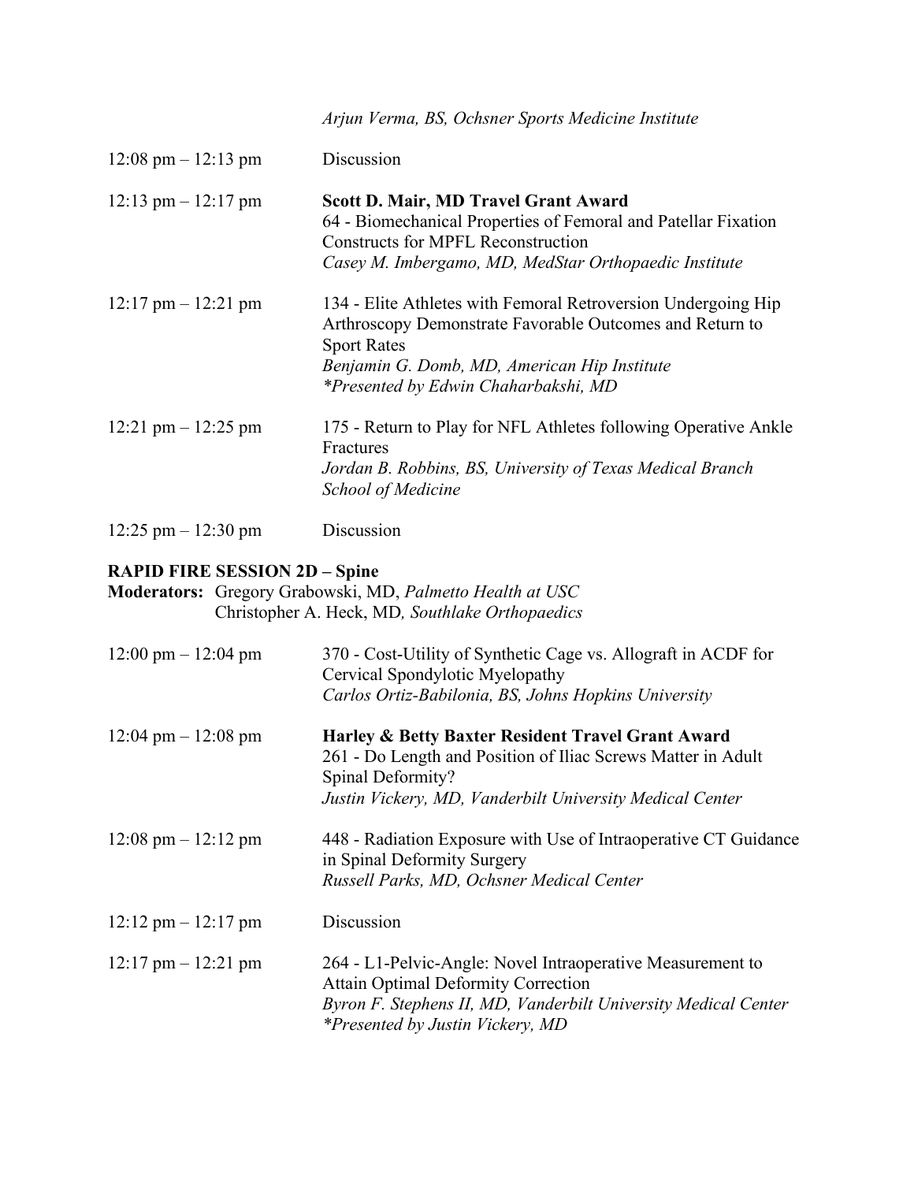*Arjun Verma, BS, Ochsner Sports Medicine Institute*

12:08 pm – 12:13 pm Discussion

12:13 pm – 12:17 pm **Scott D. Mair, MD Travel Grant Award**
64 - Biomechanical Properties of Femoral and Patellar Fixation Constructs for MPFL Reconstruction
*Casey M. Imbergamo, MD, MedStar Orthopaedic Institute*

12:17 pm – 12:21 pm 134 - Elite Athletes with Femoral Retroversion Undergoing Hip Arthroscopy Demonstrate Favorable Outcomes and Return to Sport Rates
*Benjamin G. Domb, MD, American Hip Institute*
*\*Presented by Edwin Chaharbakshi, MD*

12:21 pm – 12:25 pm 175 - Return to Play for NFL Athletes following Operative Ankle Fractures
*Jordan B. Robbins, BS, University of Texas Medical Branch School of Medicine*

12:25 pm – 12:30 pm Discussion

**RAPID FIRE SESSION 2D – Spine**

**Moderators:** Gregory Grabowski, MD, *Palmetto Health at USC*
Christopher A. Heck, MD*, Southlake Orthopaedics*

12:00 pm – 12:04 pm 370 - Cost-Utility of Synthetic Cage vs. Allograft in ACDF for Cervical Spondylotic Myelopathy
*Carlos Ortiz-Babilonia, BS, Johns Hopkins University*

12:04 pm – 12:08 pm **Harley & Betty Baxter Resident Travel Grant Award**
261 - Do Length and Position of Iliac Screws Matter in Adult Spinal Deformity?
*Justin Vickery, MD, Vanderbilt University Medical Center*

12:08 pm – 12:12 pm 448 - Radiation Exposure with Use of Intraoperative CT Guidance in Spinal Deformity Surgery
*Russell Parks, MD, Ochsner Medical Center*

12:12 pm – 12:17 pm Discussion

12:17 pm – 12:21 pm 264 - L1-Pelvic-Angle: Novel Intraoperative Measurement to Attain Optimal Deformity Correction
*Byron F. Stephens II, MD, Vanderbilt University Medical Center*
*\*Presented by Justin Vickery, MD*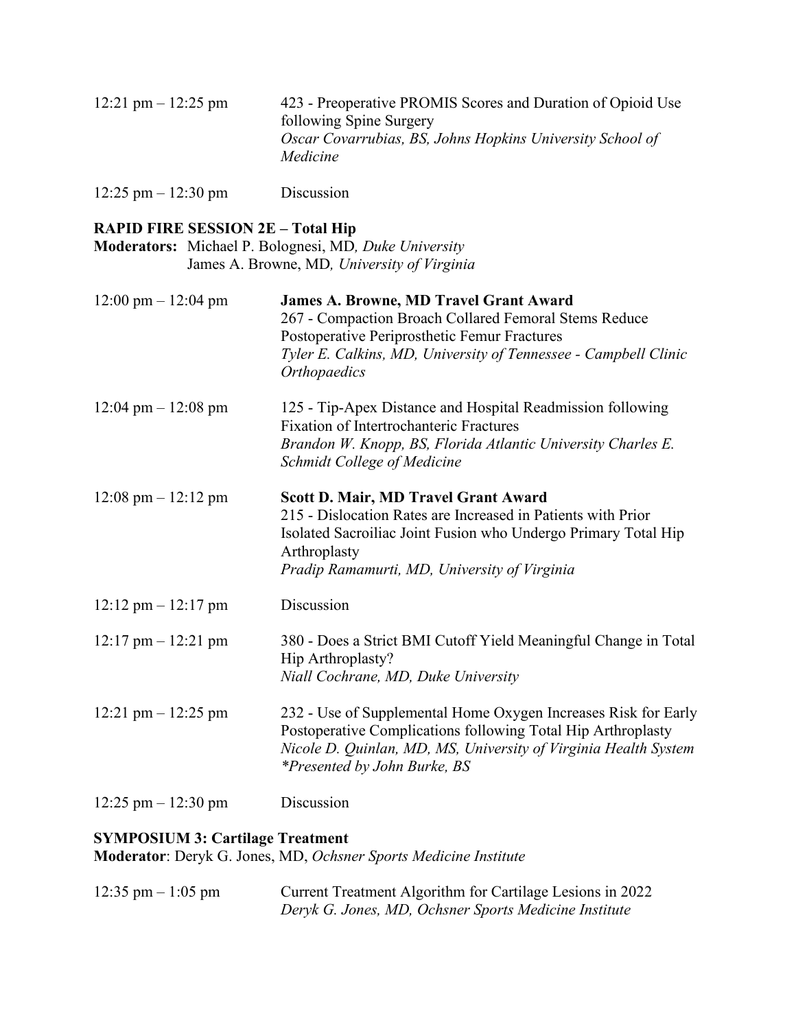12:21 pm – 12:25 pm — 423 - Preoperative PROMIS Scores and Duration of Opioid Use following Spine Surgery
*Oscar Covarrubias, BS, Johns Hopkins University School of Medicine*

12:25 pm – 12:30 pm — Discussion

**RAPID FIRE SESSION 2E – Total Hip**
**Moderators:** Michael P. Bolognesi, MD*, Duke University*
James A. Browne, MD*, University of Virginia*

12:00 pm – 12:04 pm — **James A. Browne, MD Travel Grant Award**
267 - Compaction Broach Collared Femoral Stems Reduce Postoperative Periprosthetic Femur Fractures
*Tyler E. Calkins, MD, University of Tennessee - Campbell Clinic Orthopaedics*

12:04 pm – 12:08 pm — 125 - Tip-Apex Distance and Hospital Readmission following Fixation of Intertrochanteric Fractures
*Brandon W. Knopp, BS, Florida Atlantic University Charles E. Schmidt College of Medicine*

12:08 pm – 12:12 pm — **Scott D. Mair, MD Travel Grant Award**
215 - Dislocation Rates are Increased in Patients with Prior Isolated Sacroiliac Joint Fusion who Undergo Primary Total Hip Arthroplasty
*Pradip Ramamurti, MD, University of Virginia*

12:12 pm – 12:17 pm — Discussion

12:17 pm – 12:21 pm — 380 - Does a Strict BMI Cutoff Yield Meaningful Change in Total Hip Arthroplasty?
*Niall Cochrane, MD, Duke University*

12:21 pm – 12:25 pm — 232 - Use of Supplemental Home Oxygen Increases Risk for Early Postoperative Complications following Total Hip Arthroplasty
*Nicole D. Quinlan, MD, MS, University of Virginia Health System*
*\*Presented by John Burke, BS*

12:25 pm – 12:30 pm — Discussion

**SYMPOSIUM 3: Cartilage Treatment**
**Moderator**: Deryk G. Jones, MD, *Ochsner Sports Medicine Institute*

12:35 pm – 1:05 pm — Current Treatment Algorithm for Cartilage Lesions in 2022
*Deryk G. Jones, MD, Ochsner Sports Medicine Institute*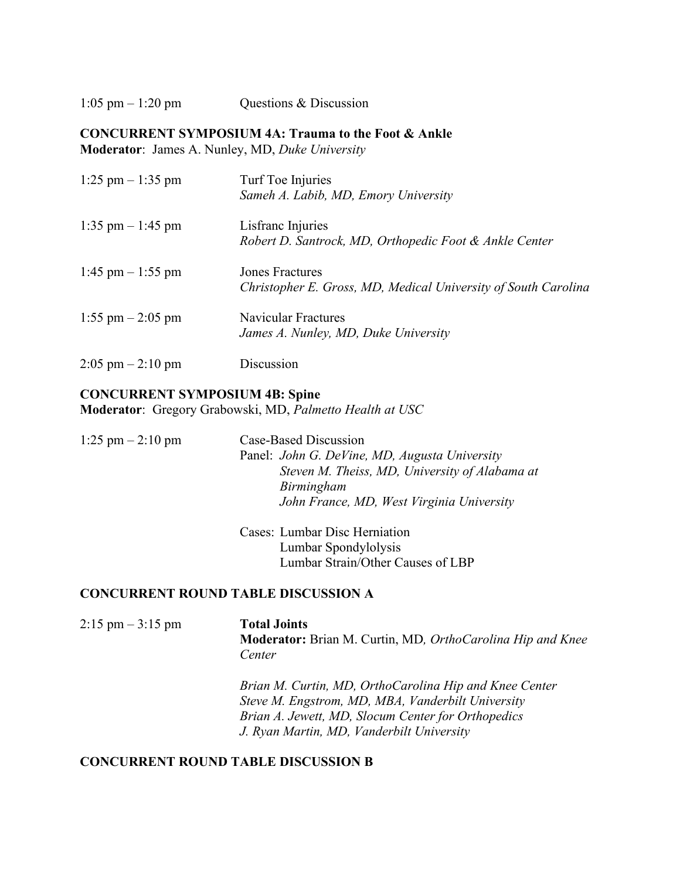1:05 pm – 1:20 pm Questions & Discussion

**CONCURRENT SYMPOSIUM 4A: Trauma to the Foot & Ankle**
**Moderator**: James A. Nunley, MD, *Duke University*

1:25 pm – 1:35 pm Turf Toe Injuries
*Sameh A. Labib, MD, Emory University*

1:35 pm – 1:45 pm Lisfranc Injuries
*Robert D. Santrock, MD, Orthopedic Foot & Ankle Center*

1:45 pm – 1:55 pm Jones Fractures
*Christopher E. Gross, MD, Medical University of South Carolina*

1:55 pm – 2:05 pm Navicular Fractures
*James A. Nunley, MD, Duke University*

2:05 pm – 2:10 pm Discussion

**CONCURRENT SYMPOSIUM 4B: Spine**
**Moderator**: Gregory Grabowski, MD, *Palmetto Health at USC*

1:25 pm – 2:10 pm Case-Based Discussion
Panel: *John G. DeVine, MD, Augusta University*
*Steven M. Theiss, MD, University of Alabama at Birmingham*
*John France, MD, West Virginia University*

Cases: Lumbar Disc Herniation
Lumbar Spondylolysis
Lumbar Strain/Other Causes of LBP

**CONCURRENT ROUND TABLE DISCUSSION A**

2:15 pm – 3:15 pm **Total Joints**
**Moderator:** Brian M. Curtin, MD*, OrthoCarolina Hip and Knee Center*

*Brian M. Curtin, MD, OrthoCarolina Hip and Knee Center*
*Steve M. Engstrom, MD, MBA, Vanderbilt University*
*Brian A. Jewett, MD, Slocum Center for Orthopedics*
*J. Ryan Martin, MD, Vanderbilt University*

**CONCURRENT ROUND TABLE DISCUSSION B**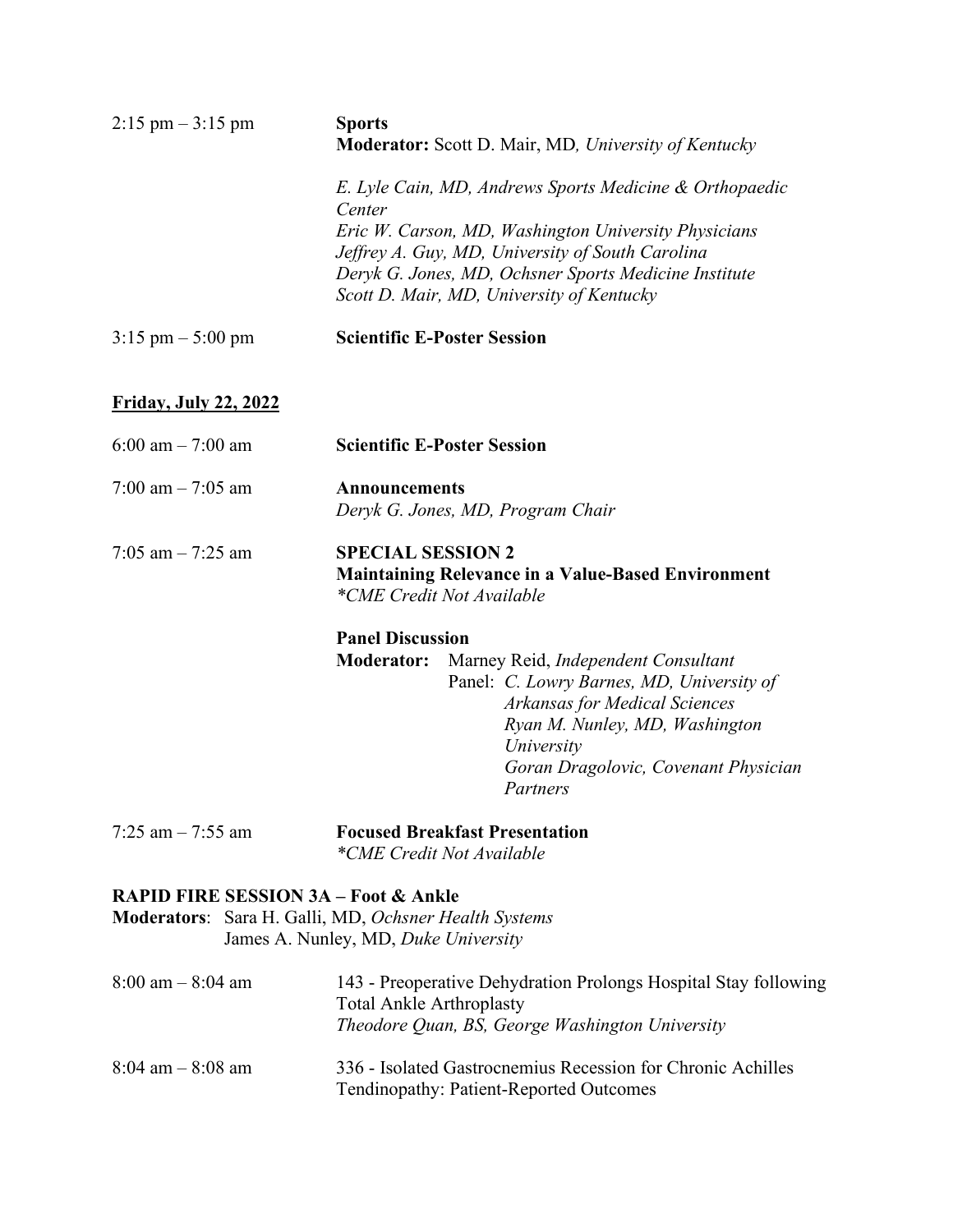2:15 pm – 3:15 pm **Sports**
**Moderator:** Scott D. Mair, MD*, University of Kentucky*

*E. Lyle Cain, MD, Andrews Sports Medicine & Orthopaedic Center*
*Eric W. Carson, MD, Washington University Physicians*
*Jeffrey A. Guy, MD, University of South Carolina*
*Deryk G. Jones, MD, Ochsner Sports Medicine Institute*
*Scott D. Mair, MD, University of Kentucky*

3:15 pm – 5:00 pm **Scientific E-Poster Session**

**<u>Friday, July 22, 2022</u>**

6:00 am – 7:00 am **Scientific E-Poster Session**

7:00 am – 7:05 am **Announcements**
*Deryk G. Jones, MD, Program Chair*

7:05 am – 7:25 am **SPECIAL SESSION 2**
**Maintaining Relevance in a Value-Based Environment**
*\*CME Credit Not Available*

**Panel Discussion**
**Moderator:** Marney Reid, *Independent Consultant*
Panel: *C. Lowry Barnes, MD, University of Arkansas for Medical Sciences*
*Ryan M. Nunley, MD, Washington University*
*Goran Dragolovic, Covenant Physician Partners*

7:25 am – 7:55 am **Focused Breakfast Presentation**
*\*CME Credit Not Available*

**RAPID FIRE SESSION 3A – Foot & Ankle**
**Moderators**: Sara H. Galli, MD, *Ochsner Health Systems*
James A. Nunley, MD, *Duke University*

8:00 am – 8:04 am 143 - Preoperative Dehydration Prolongs Hospital Stay following Total Ankle Arthroplasty
*Theodore Quan, BS, George Washington University*

8:04 am – 8:08 am 336 - Isolated Gastrocnemius Recession for Chronic Achilles Tendinopathy: Patient-Reported Outcomes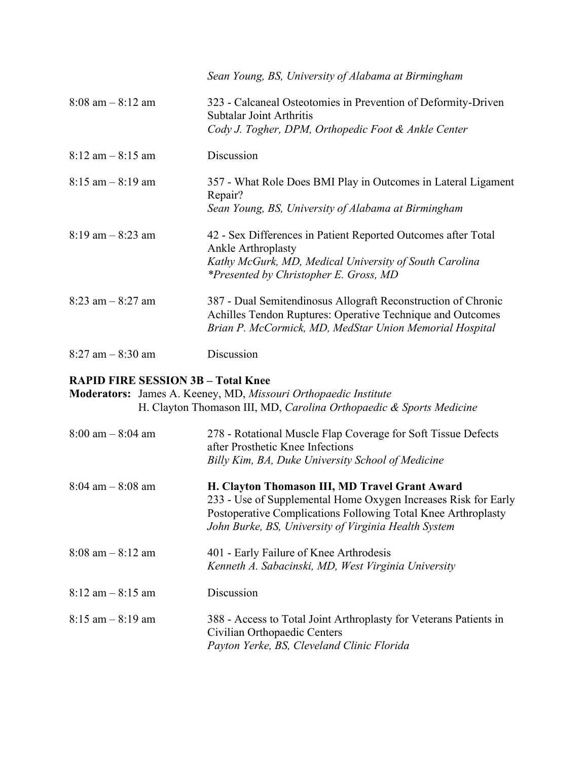*Sean Young, BS, University of Alabama at Birmingham*

8:08 am – 8:12 am — 323 - Calcaneal Osteotomies in Prevention of Deformity-Driven Subtalar Joint Arthritis
*Cody J. Togher, DPM, Orthopedic Foot & Ankle Center*

8:12 am – 8:15 am — Discussion

8:15 am – 8:19 am — 357 - What Role Does BMI Play in Outcomes in Lateral Ligament Repair?
*Sean Young, BS, University of Alabama at Birmingham*

8:19 am – 8:23 am — 42 - Sex Differences in Patient Reported Outcomes after Total Ankle Arthroplasty
*Kathy McGurk, MD, Medical University of South Carolina*
*\*Presented by Christopher E. Gross, MD*

8:23 am – 8:27 am — 387 - Dual Semitendinosus Allograft Reconstruction of Chronic Achilles Tendon Ruptures: Operative Technique and Outcomes
*Brian P. McCormick, MD, MedStar Union Memorial Hospital*

8:27 am – 8:30 am — Discussion

**RAPID FIRE SESSION 3B – Total Knee**

**Moderators:** James A. Keeney, MD, *Missouri Orthopaedic Institute*
H. Clayton Thomason III, MD, *Carolina Orthopaedic & Sports Medicine*

8:00 am – 8:04 am — 278 - Rotational Muscle Flap Coverage for Soft Tissue Defects after Prosthetic Knee Infections
*Billy Kim, BA, Duke University School of Medicine*

8:04 am – 8:08 am — **H. Clayton Thomason III, MD Travel Grant Award**
233 - Use of Supplemental Home Oxygen Increases Risk for Early Postoperative Complications Following Total Knee Arthroplasty
*John Burke, BS, University of Virginia Health System*

8:08 am – 8:12 am — 401 - Early Failure of Knee Arthrodesis
*Kenneth A. Sabacinski, MD, West Virginia University*

8:12 am – 8:15 am — Discussion

8:15 am – 8:19 am — 388 - Access to Total Joint Arthroplasty for Veterans Patients in Civilian Orthopaedic Centers
*Payton Yerke, BS, Cleveland Clinic Florida*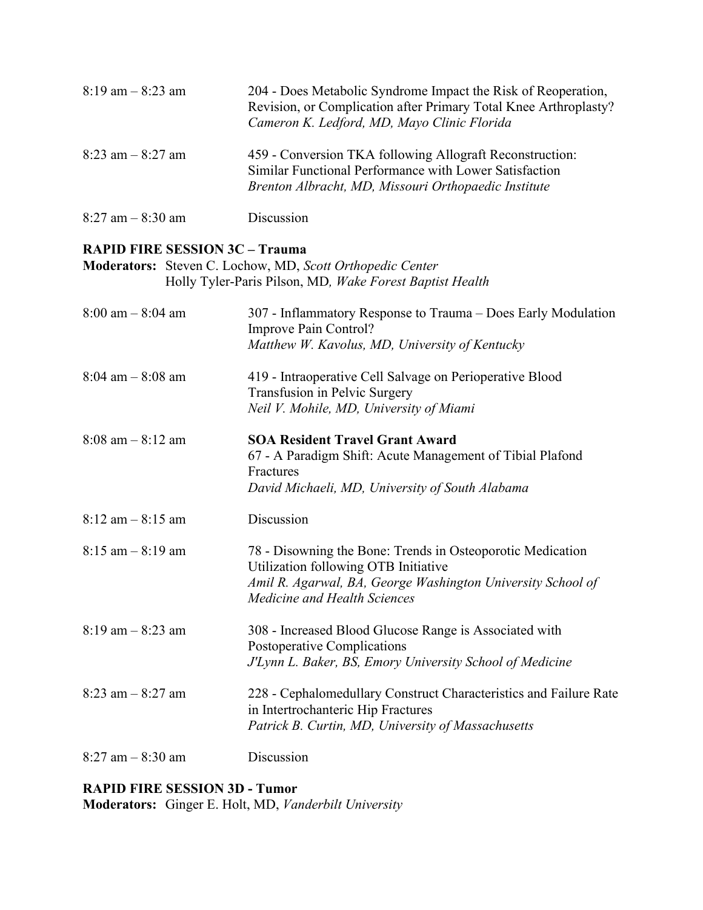8:19 am – 8:23 am

204 - Does Metabolic Syndrome Impact the Risk of Reoperation, Revision, or Complication after Primary Total Knee Arthroplasty?
*Cameron K. Ledford, MD, Mayo Clinic Florida*

8:23 am – 8:27 am

459 - Conversion TKA following Allograft Reconstruction: Similar Functional Performance with Lower Satisfaction
*Brenton Albracht, MD, Missouri Orthopaedic Institute*

8:27 am – 8:30 am

Discussion

**RAPID FIRE SESSION 3C – Trauma**

**Moderators:** Steven C. Lochow, MD, *Scott Orthopedic Center*
Holly Tyler-Paris Pilson, MD, *Wake Forest Baptist Health*

8:00 am – 8:04 am

307 - Inflammatory Response to Trauma – Does Early Modulation Improve Pain Control?
*Matthew W. Kavolus, MD, University of Kentucky*

8:04 am – 8:08 am

419 - Intraoperative Cell Salvage on Perioperative Blood Transfusion in Pelvic Surgery
*Neil V. Mohile, MD, University of Miami*

8:08 am – 8:12 am

**SOA Resident Travel Grant Award**
67 - A Paradigm Shift: Acute Management of Tibial Plafond Fractures
*David Michaeli, MD, University of South Alabama*

8:12 am – 8:15 am

Discussion

8:15 am – 8:19 am

78 - Disowning the Bone: Trends in Osteoporotic Medication Utilization following OTB Initiative
*Amil R. Agarwal, BA, George Washington University School of Medicine and Health Sciences*

8:19 am – 8:23 am

308 - Increased Blood Glucose Range is Associated with Postoperative Complications
*J'Lynn L. Baker, BS, Emory University School of Medicine*

8:23 am – 8:27 am

228 - Cephalomedullary Construct Characteristics and Failure Rate in Intertrochanteric Hip Fractures
*Patrick B. Curtin, MD, University of Massachusetts*

8:27 am – 8:30 am

Discussion

**RAPID FIRE SESSION 3D - Tumor**

**Moderators:** Ginger E. Holt, MD, *Vanderbilt University*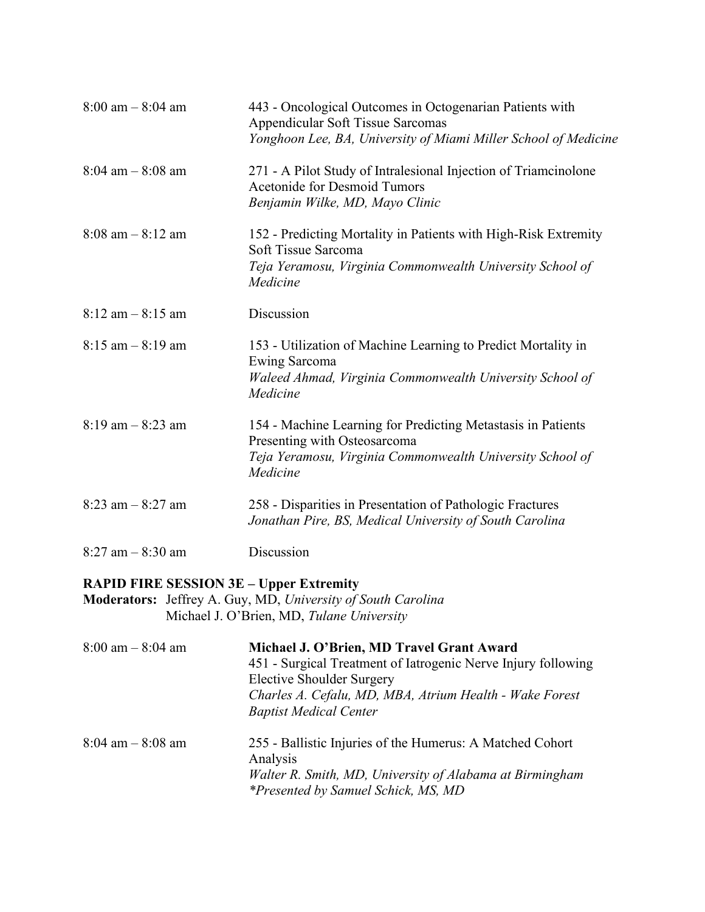8:00 am – 8:04 am
443 - Oncological Outcomes in Octogenarian Patients with Appendicular Soft Tissue Sarcomas
*Yonghoon Lee, BA, University of Miami Miller School of Medicine*

8:04 am – 8:08 am
271 - A Pilot Study of Intralesional Injection of Triamcinolone Acetonide for Desmoid Tumors
*Benjamin Wilke, MD, Mayo Clinic*

8:08 am – 8:12 am
152 - Predicting Mortality in Patients with High-Risk Extremity Soft Tissue Sarcoma
*Teja Yeramosu, Virginia Commonwealth University School of Medicine*

8:12 am – 8:15 am
Discussion

8:15 am – 8:19 am
153 - Utilization of Machine Learning to Predict Mortality in Ewing Sarcoma
*Waleed Ahmad, Virginia Commonwealth University School of Medicine*

8:19 am – 8:23 am
154 - Machine Learning for Predicting Metastasis in Patients Presenting with Osteosarcoma
*Teja Yeramosu, Virginia Commonwealth University School of Medicine*

8:23 am – 8:27 am
258 - Disparities in Presentation of Pathologic Fractures
*Jonathan Pire, BS, Medical University of South Carolina*

8:27 am – 8:30 am
Discussion

**RAPID FIRE SESSION 3E – Upper Extremity**

**Moderators:** Jeffrey A. Guy, MD, *University of South Carolina*
Michael J. O'Brien, MD, *Tulane University*

8:00 am – 8:04 am
**Michael J. O'Brien, MD Travel Grant Award**
451 - Surgical Treatment of Iatrogenic Nerve Injury following Elective Shoulder Surgery
*Charles A. Cefalu, MD, MBA, Atrium Health - Wake Forest Baptist Medical Center*

8:04 am – 8:08 am
255 - Ballistic Injuries of the Humerus: A Matched Cohort Analysis
*Walter R. Smith, MD, University of Alabama at Birmingham*
*\*Presented by Samuel Schick, MS, MD*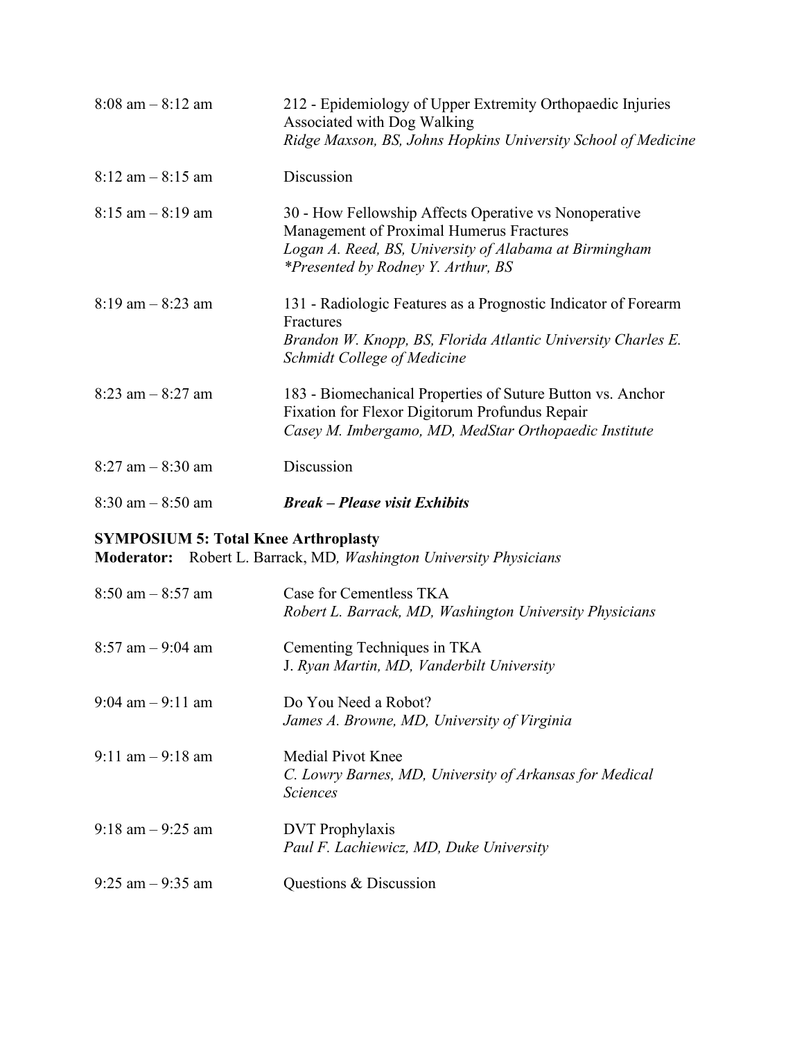8:08 am – 8:12 am — 212 - Epidemiology of Upper Extremity Orthopaedic Injuries Associated with Dog Walking
*Ridge Maxson, BS, Johns Hopkins University School of Medicine*

8:12 am – 8:15 am — Discussion

8:15 am – 8:19 am — 30 - How Fellowship Affects Operative vs Nonoperative Management of Proximal Humerus Fractures
*Logan A. Reed, BS, University of Alabama at Birmingham*
**Presented by Rodney Y. Arthur, BS*

8:19 am – 8:23 am — 131 - Radiologic Features as a Prognostic Indicator of Forearm Fractures
*Brandon W. Knopp, BS, Florida Atlantic University Charles E. Schmidt College of Medicine*

8:23 am – 8:27 am — 183 - Biomechanical Properties of Suture Button vs. Anchor Fixation for Flexor Digitorum Profundus Repair
*Casey M. Imbergamo, MD, MedStar Orthopaedic Institute*

8:27 am – 8:30 am — Discussion

8:30 am – 8:50 am — ***Break – Please visit Exhibits***

**SYMPOSIUM 5: Total Knee Arthroplasty**
**Moderator:** Robert L. Barrack, MD, *Washington University Physicians*

8:50 am – 8:57 am — Case for Cementless TKA
*Robert L. Barrack, MD, Washington University Physicians*

8:57 am – 9:04 am — Cementing Techniques in TKA
J. *Ryan Martin, MD, Vanderbilt University*

9:04 am – 9:11 am — Do You Need a Robot?
*James A. Browne, MD, University of Virginia*

9:11 am – 9:18 am — Medial Pivot Knee
*C. Lowry Barnes, MD, University of Arkansas for Medical Sciences*

9:18 am – 9:25 am — DVT Prophylaxis
*Paul F. Lachiewicz, MD, Duke University*

9:25 am – 9:35 am — Questions & Discussion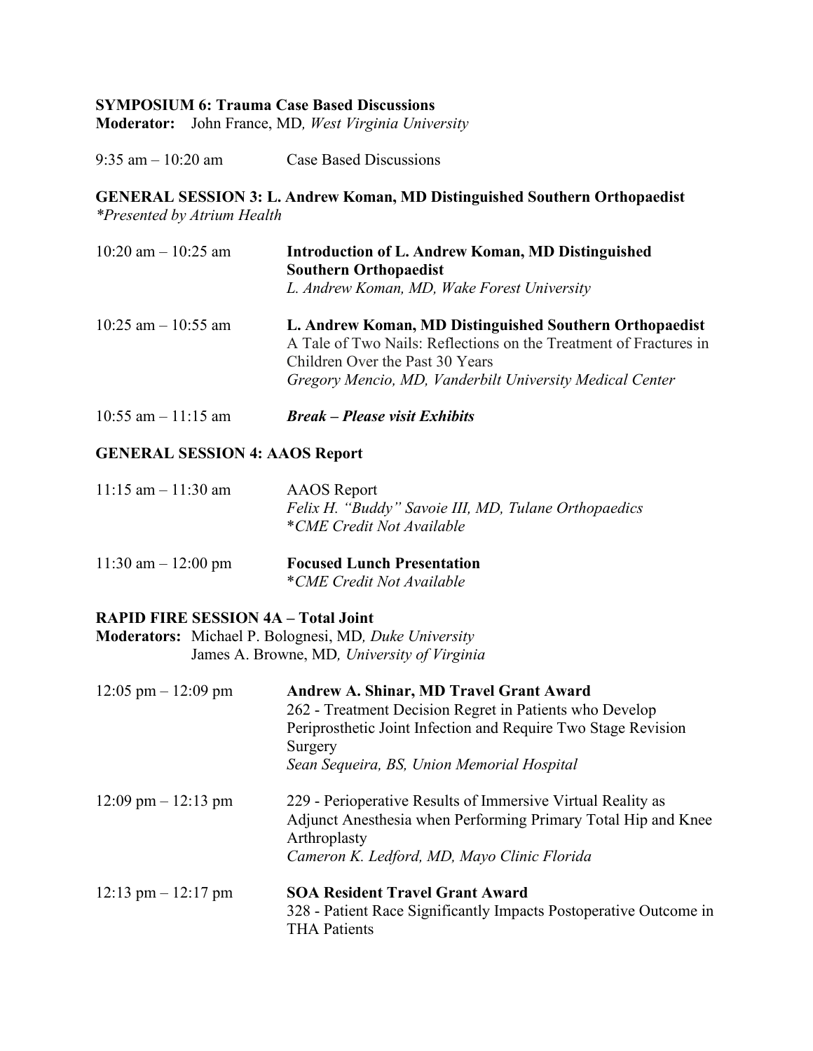**SYMPOSIUM 6: Trauma Case Based Discussions**
**Moderator:** John France, MD, *West Virginia University*

9:35 am – 10:20 am Case Based Discussions

**GENERAL SESSION 3: L. Andrew Koman, MD Distinguished Southern Orthopaedist**
*\*Presented by Atrium Health*

10:20 am – 10:25 am **Introduction of L. Andrew Koman, MD Distinguished Southern Orthopaedist**
*L. Andrew Koman, MD, Wake Forest University*

10:25 am – 10:55 am **L. Andrew Koman, MD Distinguished Southern Orthopaedist**
A Tale of Two Nails: Reflections on the Treatment of Fractures in Children Over the Past 30 Years
*Gregory Mencio, MD, Vanderbilt University Medical Center*

10:55 am – 11:15 am ***Break – Please visit Exhibits***

**GENERAL SESSION 4: AAOS Report**

11:15 am – 11:30 am AAOS Report
*Felix H. "Buddy" Savoie III, MD, Tulane Orthopaedics*
*\*CME Credit Not Available*

11:30 am – 12:00 pm **Focused Lunch Presentation**
*\*CME Credit Not Available*

**RAPID FIRE SESSION 4A – Total Joint**
**Moderators:** Michael P. Bolognesi, MD, *Duke University*
James A. Browne, MD, *University of Virginia*

12:05 pm – 12:09 pm **Andrew A. Shinar, MD Travel Grant Award**
262 - Treatment Decision Regret in Patients who Develop Periprosthetic Joint Infection and Require Two Stage Revision Surgery
*Sean Sequeira, BS, Union Memorial Hospital*

12:09 pm – 12:13 pm 229 - Perioperative Results of Immersive Virtual Reality as Adjunct Anesthesia when Performing Primary Total Hip and Knee Arthroplasty
*Cameron K. Ledford, MD, Mayo Clinic Florida*

12:13 pm – 12:17 pm **SOA Resident Travel Grant Award**
328 - Patient Race Significantly Impacts Postoperative Outcome in THA Patients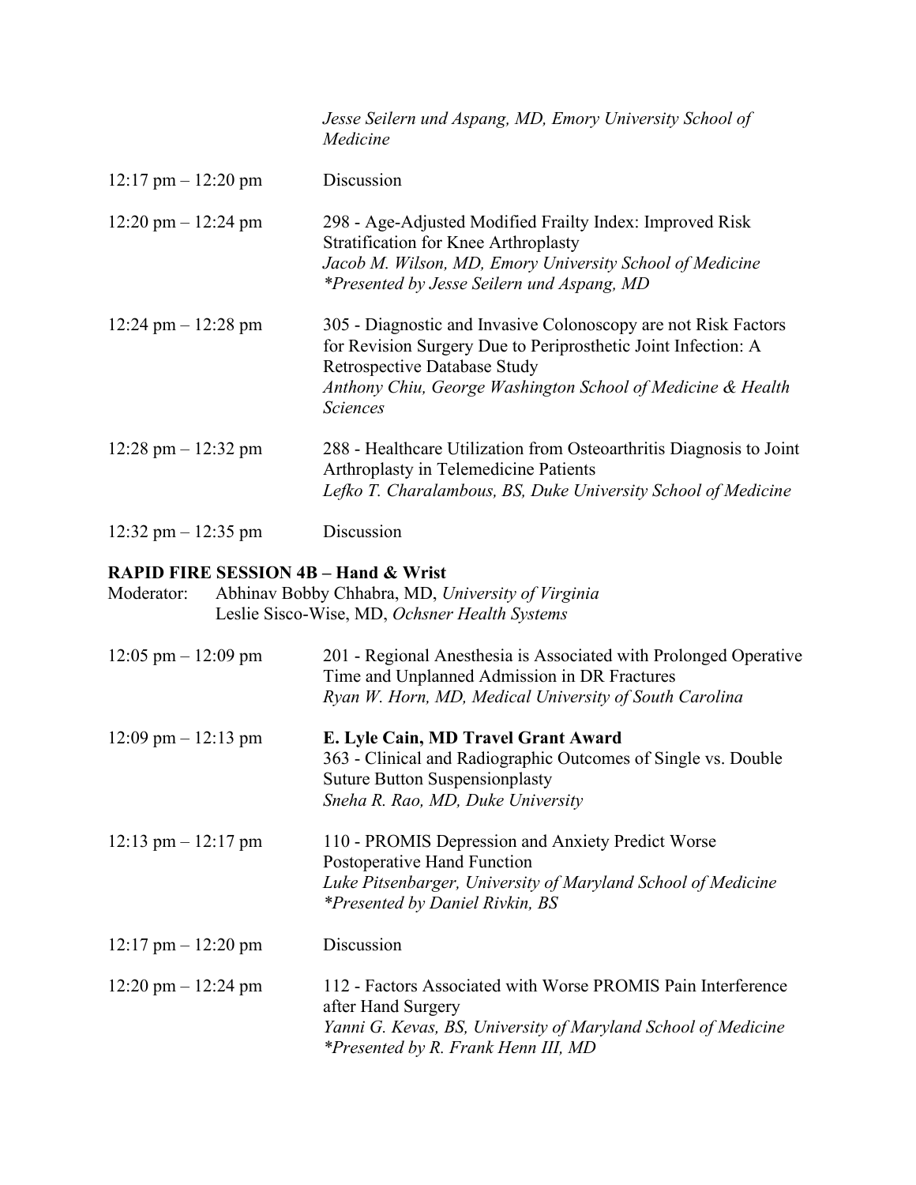*Jesse Seilern und Aspang, MD, Emory University School of Medicine*

12:17 pm – 12:20 pm Discussion

12:20 pm – 12:24 pm 298 - Age-Adjusted Modified Frailty Index: Improved Risk Stratification for Knee Arthroplasty
*Jacob M. Wilson, MD, Emory University School of Medicine*
*\*Presented by Jesse Seilern und Aspang, MD*

12:24 pm – 12:28 pm 305 - Diagnostic and Invasive Colonoscopy are not Risk Factors for Revision Surgery Due to Periprosthetic Joint Infection: A Retrospective Database Study
*Anthony Chiu, George Washington School of Medicine & Health Sciences*

12:28 pm – 12:32 pm 288 - Healthcare Utilization from Osteoarthritis Diagnosis to Joint Arthroplasty in Telemedicine Patients
*Lefko T. Charalambous, BS, Duke University School of Medicine*

12:32 pm – 12:35 pm Discussion

**RAPID FIRE SESSION 4B – Hand & Wrist**

Moderator: Abhinav Bobby Chhabra, MD, *University of Virginia*
Leslie Sisco-Wise, MD, *Ochsner Health Systems*

12:05 pm – 12:09 pm 201 - Regional Anesthesia is Associated with Prolonged Operative Time and Unplanned Admission in DR Fractures
*Ryan W. Horn, MD, Medical University of South Carolina*

12:09 pm – 12:13 pm **E. Lyle Cain, MD Travel Grant Award**
363 - Clinical and Radiographic Outcomes of Single vs. Double Suture Button Suspensionplasty
*Sneha R. Rao, MD, Duke University*

12:13 pm – 12:17 pm 110 - PROMIS Depression and Anxiety Predict Worse Postoperative Hand Function
*Luke Pitsenbarger, University of Maryland School of Medicine*
*\*Presented by Daniel Rivkin, BS*

12:17 pm – 12:20 pm Discussion

12:20 pm – 12:24 pm 112 - Factors Associated with Worse PROMIS Pain Interference after Hand Surgery
*Yanni G. Kevas, BS, University of Maryland School of Medicine*
*\*Presented by R. Frank Henn III, MD*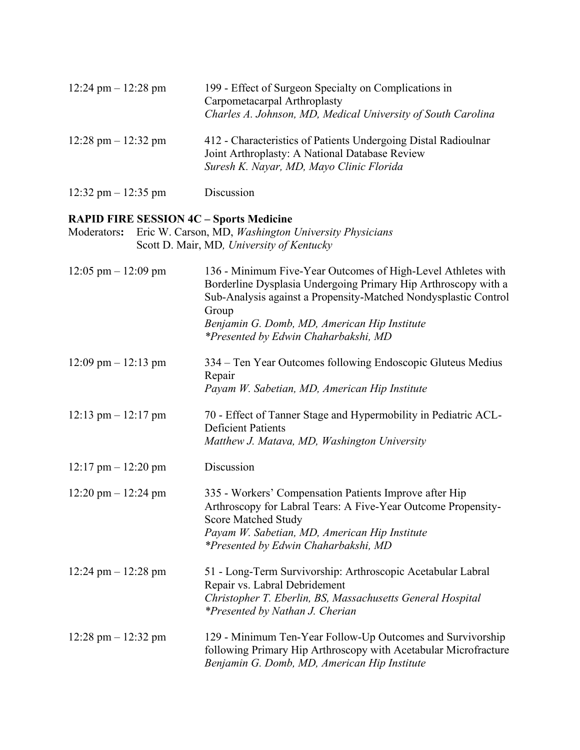12:24 pm – 12:28 pm 199 - Effect of Surgeon Specialty on Complications in Carpometacarpal Arthroplasty
*Charles A. Johnson, MD, Medical University of South Carolina*

12:28 pm – 12:32 pm 412 - Characteristics of Patients Undergoing Distal Radioulnar Joint Arthroplasty: A National Database Review
*Suresh K. Nayar, MD, Mayo Clinic Florida*

12:32 pm – 12:35 pm Discussion

**RAPID FIRE SESSION 4C – Sports Medicine**

Moderators**:** Eric W. Carson, MD, *Washington University Physicians*
Scott D. Mair, MD*, University of Kentucky*

12:05 pm – 12:09 pm 136 - Minimum Five-Year Outcomes of High-Level Athletes with Borderline Dysplasia Undergoing Primary Hip Arthroscopy with a Sub-Analysis against a Propensity-Matched Nondysplastic Control Group
*Benjamin G. Domb, MD, American Hip Institute*
*\*Presented by Edwin Chaharbakshi, MD*

12:09 pm – 12:13 pm 334 – Ten Year Outcomes following Endoscopic Gluteus Medius Repair
*Payam W. Sabetian, MD, American Hip Institute*

12:13 pm – 12:17 pm 70 - Effect of Tanner Stage and Hypermobility in Pediatric ACL-Deficient Patients
*Matthew J. Matava, MD, Washington University*

12:17 pm – 12:20 pm Discussion

12:20 pm – 12:24 pm 335 - Workers' Compensation Patients Improve after Hip Arthroscopy for Labral Tears: A Five-Year Outcome Propensity-Score Matched Study
*Payam W. Sabetian, MD, American Hip Institute*
*\*Presented by Edwin Chaharbakshi, MD*

12:24 pm – 12:28 pm 51 - Long-Term Survivorship: Arthroscopic Acetabular Labral Repair vs. Labral Debridement
*Christopher T. Eberlin, BS, Massachusetts General Hospital*
*\*Presented by Nathan J. Cherian*

12:28 pm – 12:32 pm 129 - Minimum Ten-Year Follow-Up Outcomes and Survivorship following Primary Hip Arthroscopy with Acetabular Microfracture
*Benjamin G. Domb, MD, American Hip Institute*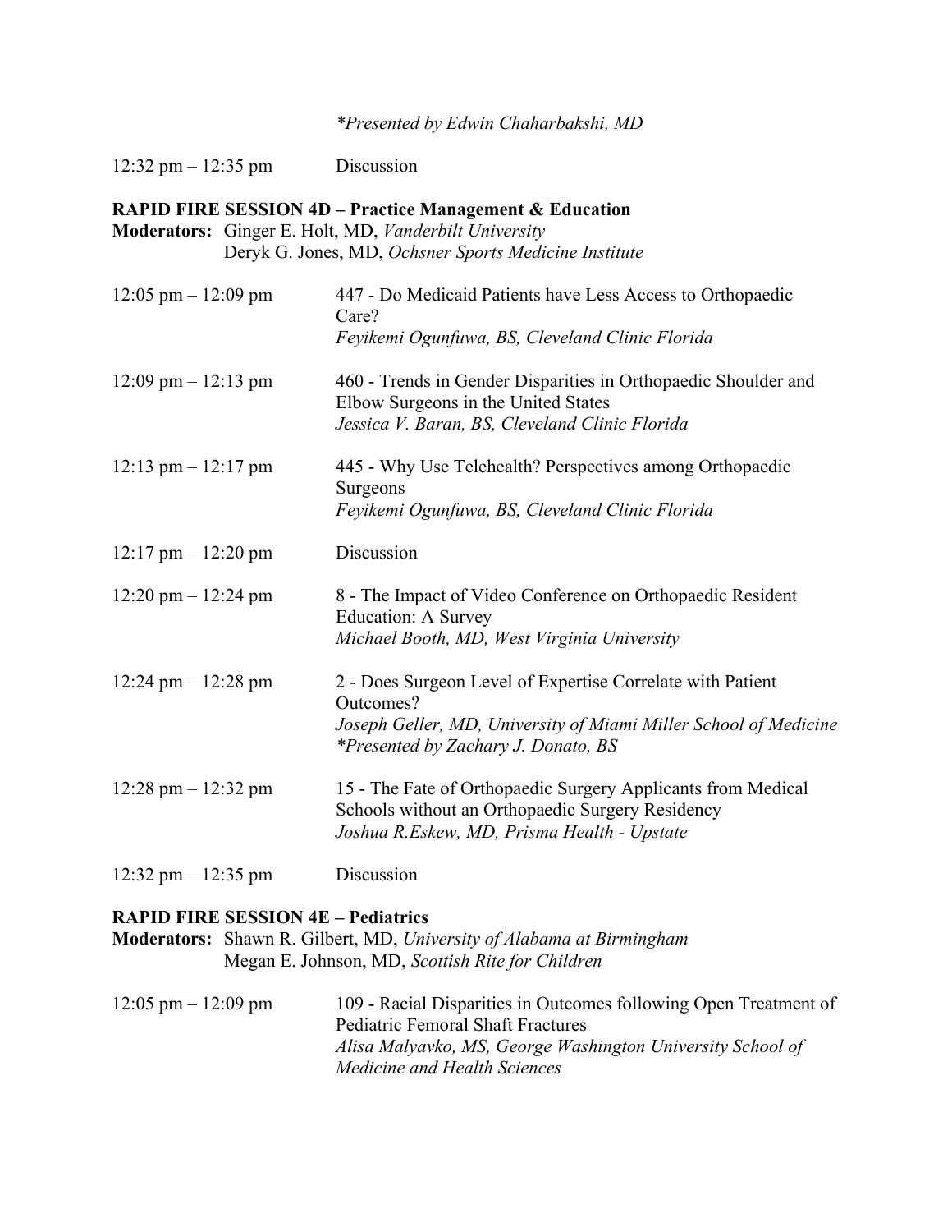*\*Presented by Edwin Chaharbakshi, MD*

12:32 pm – 12:35 pm Discussion

**RAPID FIRE SESSION 4D – Practice Management & Education**

**Moderators:** Ginger E. Holt, MD, *Vanderbilt University*
Deryk G. Jones, MD, *Ochsner Sports Medicine Institute*

12:05 pm – 12:09 pm 447 - Do Medicaid Patients have Less Access to Orthopaedic Care?
*Feyikemi Ogunfuwa, BS, Cleveland Clinic Florida*

12:09 pm – 12:13 pm 460 - Trends in Gender Disparities in Orthopaedic Shoulder and Elbow Surgeons in the United States
*Jessica V. Baran, BS, Cleveland Clinic Florida*

12:13 pm – 12:17 pm 445 - Why Use Telehealth? Perspectives among Orthopaedic Surgeons
*Feyikemi Ogunfuwa, BS, Cleveland Clinic Florida*

12:17 pm – 12:20 pm Discussion

12:20 pm – 12:24 pm 8 - The Impact of Video Conference on Orthopaedic Resident Education: A Survey
*Michael Booth, MD, West Virginia University*

12:24 pm – 12:28 pm 2 - Does Surgeon Level of Expertise Correlate with Patient Outcomes?
*Joseph Geller, MD, University of Miami Miller School of Medicine*
*\*Presented by Zachary J. Donato, BS*

12:28 pm – 12:32 pm 15 - The Fate of Orthopaedic Surgery Applicants from Medical Schools without an Orthopaedic Surgery Residency
*Joshua R.Eskew, MD, Prisma Health - Upstate*

12:32 pm – 12:35 pm Discussion

**RAPID FIRE SESSION 4E – Pediatrics**

**Moderators:** Shawn R. Gilbert, MD, *University of Alabama at Birmingham*
Megan E. Johnson, MD, *Scottish Rite for Children*

12:05 pm – 12:09 pm 109 - Racial Disparities in Outcomes following Open Treatment of Pediatric Femoral Shaft Fractures
*Alisa Malyavko, MS, George Washington University School of Medicine and Health Sciences*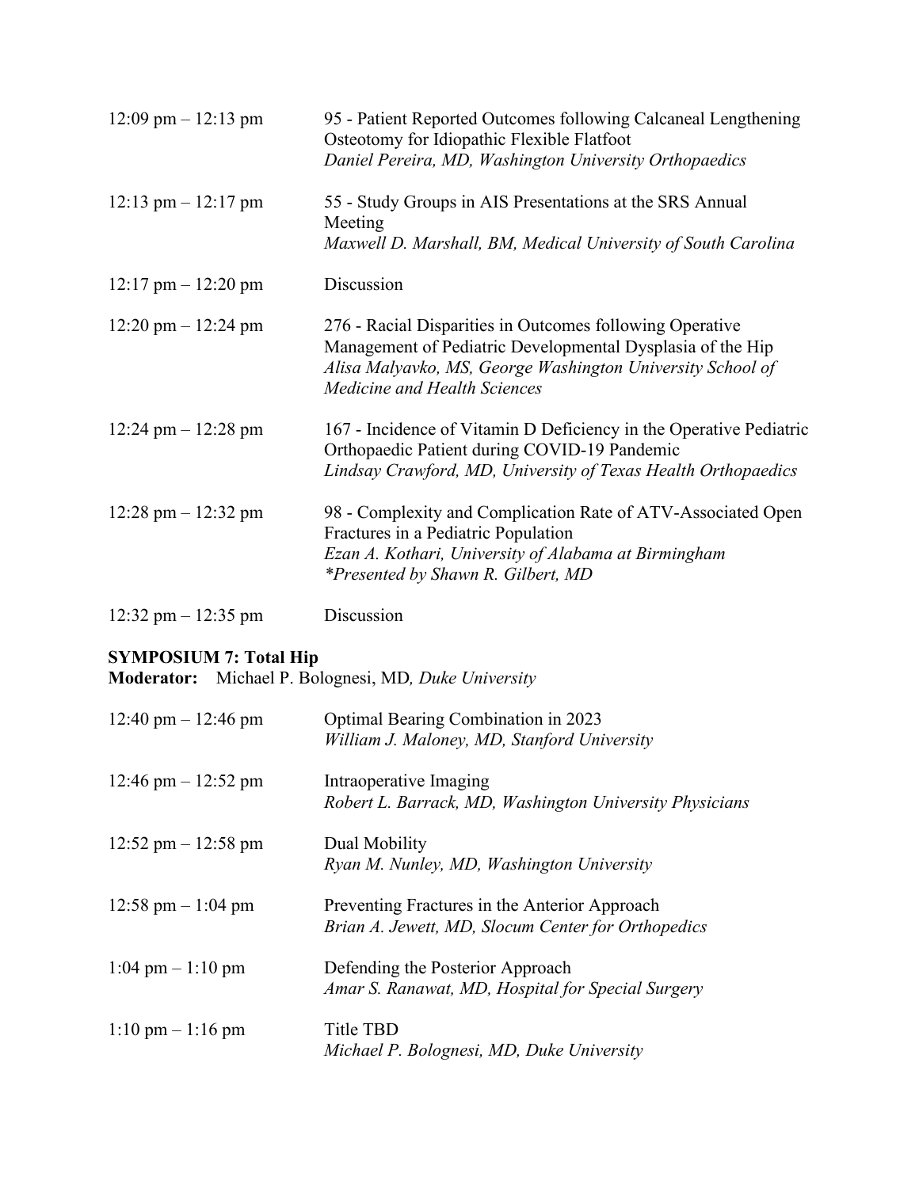| | |
|---|---|
| 12:09 pm – 12:13 pm | 95 - Patient Reported Outcomes following Calcaneal Lengthening Osteotomy for Idiopathic Flexible Flatfoot<br>*Daniel Pereira, MD, Washington University Orthopaedics* |
| 12:13 pm – 12:17 pm | 55 - Study Groups in AIS Presentations at the SRS Annual Meeting<br>*Maxwell D. Marshall, BM, Medical University of South Carolina* |
| 12:17 pm – 12:20 pm | Discussion |
| 12:20 pm – 12:24 pm | 276 - Racial Disparities in Outcomes following Operative Management of Pediatric Developmental Dysplasia of the Hip<br>*Alisa Malyavko, MS, George Washington University School of Medicine and Health Sciences* |
| 12:24 pm – 12:28 pm | 167 - Incidence of Vitamin D Deficiency in the Operative Pediatric Orthopaedic Patient during COVID-19 Pandemic<br>*Lindsay Crawford, MD, University of Texas Health Orthopaedics* |
| 12:28 pm – 12:32 pm | 98 - Complexity and Complication Rate of ATV-Associated Open Fractures in a Pediatric Population<br>*Ezan A. Kothari, University of Alabama at Birmingham*<br>*\*Presented by Shawn R. Gilbert, MD* |
| 12:32 pm – 12:35 pm | Discussion |

**SYMPOSIUM 7: Total Hip**
**Moderator:** Michael P. Bolognesi, MD*, Duke University*

| | |
|---|---|
| 12:40 pm – 12:46 pm | Optimal Bearing Combination in 2023<br>*William J. Maloney, MD, Stanford University* |
| 12:46 pm – 12:52 pm | Intraoperative Imaging<br>*Robert L. Barrack, MD, Washington University Physicians* |
| 12:52 pm – 12:58 pm | Dual Mobility<br>*Ryan M. Nunley, MD, Washington University* |
| 12:58 pm – 1:04 pm | Preventing Fractures in the Anterior Approach<br>*Brian A. Jewett, MD, Slocum Center for Orthopedics* |
| 1:04 pm – 1:10 pm | Defending the Posterior Approach<br>*Amar S. Ranawat, MD, Hospital for Special Surgery* |
| 1:10 pm – 1:16 pm | Title TBD<br>*Michael P. Bolognesi, MD, Duke University* |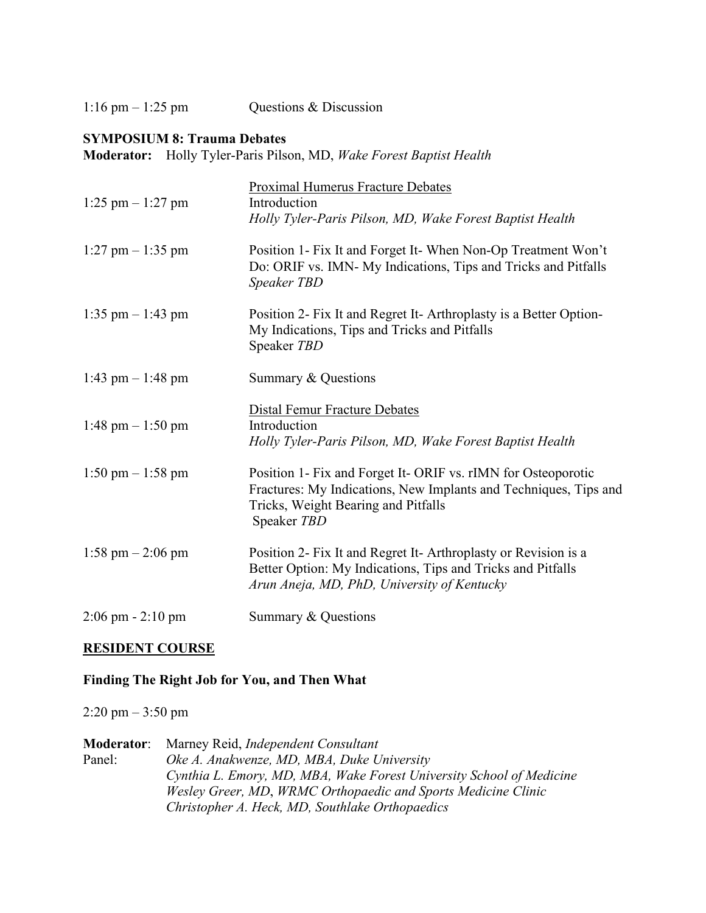1:16 pm – 1:25 pm Questions & Discussion

**SYMPOSIUM 8: Trauma Debates**

**Moderator:** Holly Tyler-Paris Pilson, MD, *Wake Forest Baptist Health*

| | |
|---|---|
| 1:25 pm – 1:27 pm | Proximal Humerus Fracture Debates<br>Introduction<br>*Holly Tyler-Paris Pilson, MD, Wake Forest Baptist Health* |
| 1:27 pm – 1:35 pm | Position 1- Fix It and Forget It- When Non-Op Treatment Won't Do: ORIF vs. IMN- My Indications, Tips and Tricks and Pitfalls<br>*Speaker TBD* |
| 1:35 pm – 1:43 pm | Position 2- Fix It and Regret It- Arthroplasty is a Better Option- My Indications, Tips and Tricks and Pitfalls<br>Speaker *TBD* |
| 1:43 pm – 1:48 pm | Summary & Questions |
| 1:48 pm – 1:50 pm | Distal Femur Fracture Debates<br>Introduction<br>*Holly Tyler-Paris Pilson, MD, Wake Forest Baptist Health* |
| 1:50 pm – 1:58 pm | Position 1- Fix and Forget It- ORIF vs. rIMN for Osteoporotic Fractures: My Indications, New Implants and Techniques, Tips and Tricks, Weight Bearing and Pitfalls<br>Speaker *TBD* |
| 1:58 pm – 2:06 pm | Position 2- Fix It and Regret It- Arthroplasty or Revision is a Better Option: My Indications, Tips and Tricks and Pitfalls<br>*Arun Aneja, MD, PhD, University of Kentucky* |
| 2:06 pm - 2:10 pm | Summary & Questions |

**RESIDENT COURSE**

**Finding The Right Job for You, and Then What**

2:20 pm – 3:50 pm

**Moderator**: Marney Reid, *Independent Consultant*

Panel:
*Oke A. Anakwenze, MD, MBA, Duke University*
*Cynthia L. Emory, MD, MBA, Wake Forest University School of Medicine*
*Wesley Greer, MD*, *WRMC Orthopaedic and Sports Medicine Clinic*
*Christopher A. Heck, MD, Southlake Orthopaedics*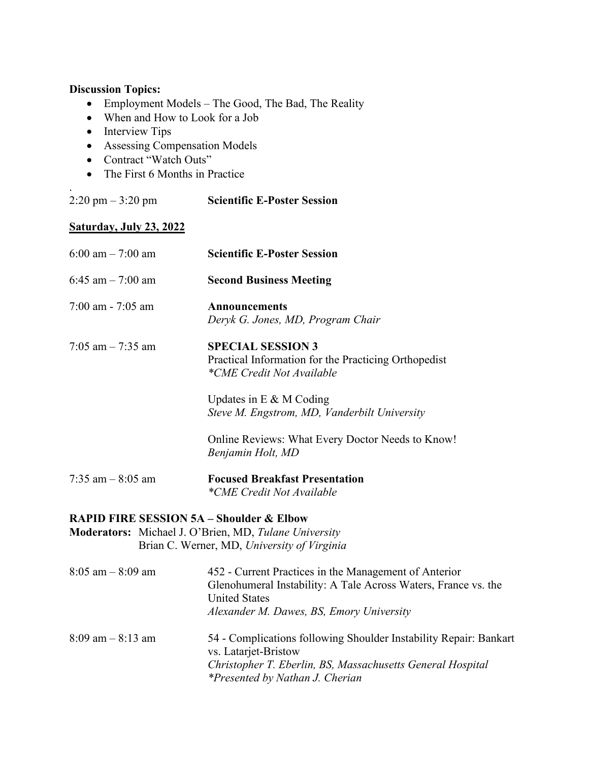**Discussion Topics:**

- Employment Models – The Good, The Bad, The Reality
- When and How to Look for a Job
- Interview Tips
- Assessing Compensation Models
- Contract "Watch Outs"
- The First 6 Months in Practice

.

2:20 pm – 3:20 pm **Scientific E-Poster Session**

**Saturday, July 23, 2022**

6:00 am – 7:00 am **Scientific E-Poster Session**

6:45 am – 7:00 am **Second Business Meeting**

7:00 am - 7:05 am **Announcements**
*Deryk G. Jones, MD, Program Chair*

7:05 am – 7:35 am **SPECIAL SESSION 3**
Practical Information for the Practicing Orthopedist
*\*CME Credit Not Available*

Updates in E & M Coding
*Steve M. Engstrom, MD, Vanderbilt University*

Online Reviews: What Every Doctor Needs to Know!
*Benjamin Holt, MD*

7:35 am – 8:05 am **Focused Breakfast Presentation**
*\*CME Credit Not Available*

**RAPID FIRE SESSION 5A – Shoulder & Elbow**

**Moderators:** Michael J. O'Brien, MD, *Tulane University*
Brian C. Werner, MD, *University of Virginia*

8:05 am – 8:09 am 452 - Current Practices in the Management of Anterior Glenohumeral Instability: A Tale Across Waters, France vs. the United States
*Alexander M. Dawes, BS, Emory University*

8:09 am – 8:13 am 54 - Complications following Shoulder Instability Repair: Bankart vs. Latarjet-Bristow
*Christopher T. Eberlin, BS, Massachusetts General Hospital*
*\*Presented by Nathan J. Cherian*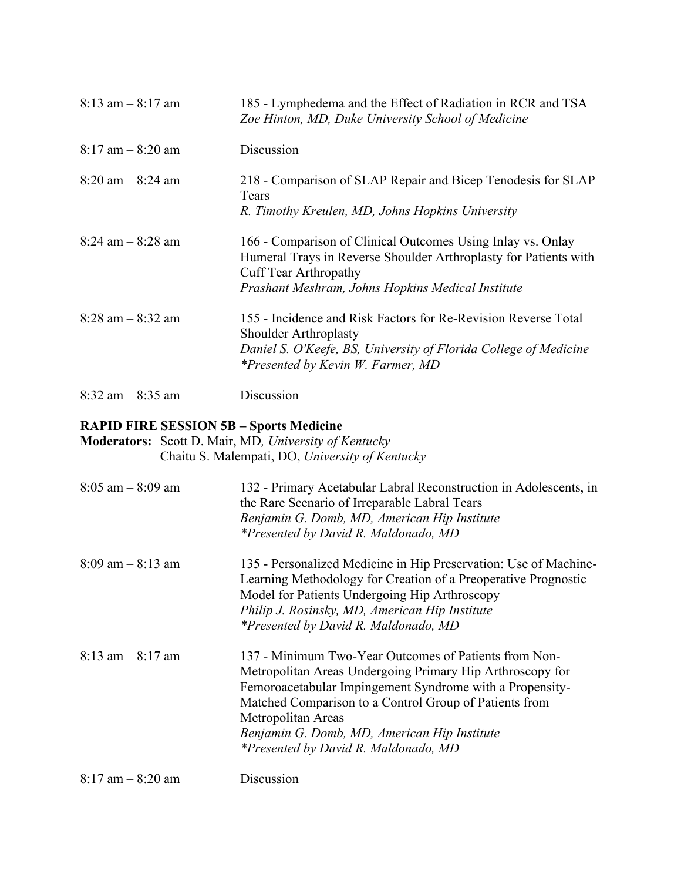8:13 am – 8:17 am 185 - Lymphedema and the Effect of Radiation in RCR and TSA
*Zoe Hinton, MD, Duke University School of Medicine*

8:17 am – 8:20 am Discussion

8:20 am – 8:24 am 218 - Comparison of SLAP Repair and Bicep Tenodesis for SLAP Tears
*R. Timothy Kreulen, MD, Johns Hopkins University*

8:24 am – 8:28 am 166 - Comparison of Clinical Outcomes Using Inlay vs. Onlay Humeral Trays in Reverse Shoulder Arthroplasty for Patients with Cuff Tear Arthropathy
*Prashant Meshram, Johns Hopkins Medical Institute*

8:28 am – 8:32 am 155 - Incidence and Risk Factors for Re-Revision Reverse Total Shoulder Arthroplasty
*Daniel S. O'Keefe, BS, University of Florida College of Medicine*
**Presented by Kevin W. Farmer, MD*

8:32 am – 8:35 am Discussion

**RAPID FIRE SESSION 5B – Sports Medicine**

**Moderators:** Scott D. Mair, MD*, University of Kentucky*
Chaitu S. Malempati, DO, *University of Kentucky*

8:05 am – 8:09 am 132 - Primary Acetabular Labral Reconstruction in Adolescents, in the Rare Scenario of Irreparable Labral Tears
*Benjamin G. Domb, MD, American Hip Institute*
**Presented by David R. Maldonado, MD*

8:09 am – 8:13 am 135 - Personalized Medicine in Hip Preservation: Use of Machine-Learning Methodology for Creation of a Preoperative Prognostic Model for Patients Undergoing Hip Arthroscopy
*Philip J. Rosinsky, MD, American Hip Institute*
**Presented by David R. Maldonado, MD*

8:13 am – 8:17 am 137 - Minimum Two-Year Outcomes of Patients from Non-Metropolitan Areas Undergoing Primary Hip Arthroscopy for Femoroacetabular Impingement Syndrome with a Propensity-Matched Comparison to a Control Group of Patients from Metropolitan Areas
*Benjamin G. Domb, MD, American Hip Institute*
**Presented by David R. Maldonado, MD*

8:17 am – 8:20 am Discussion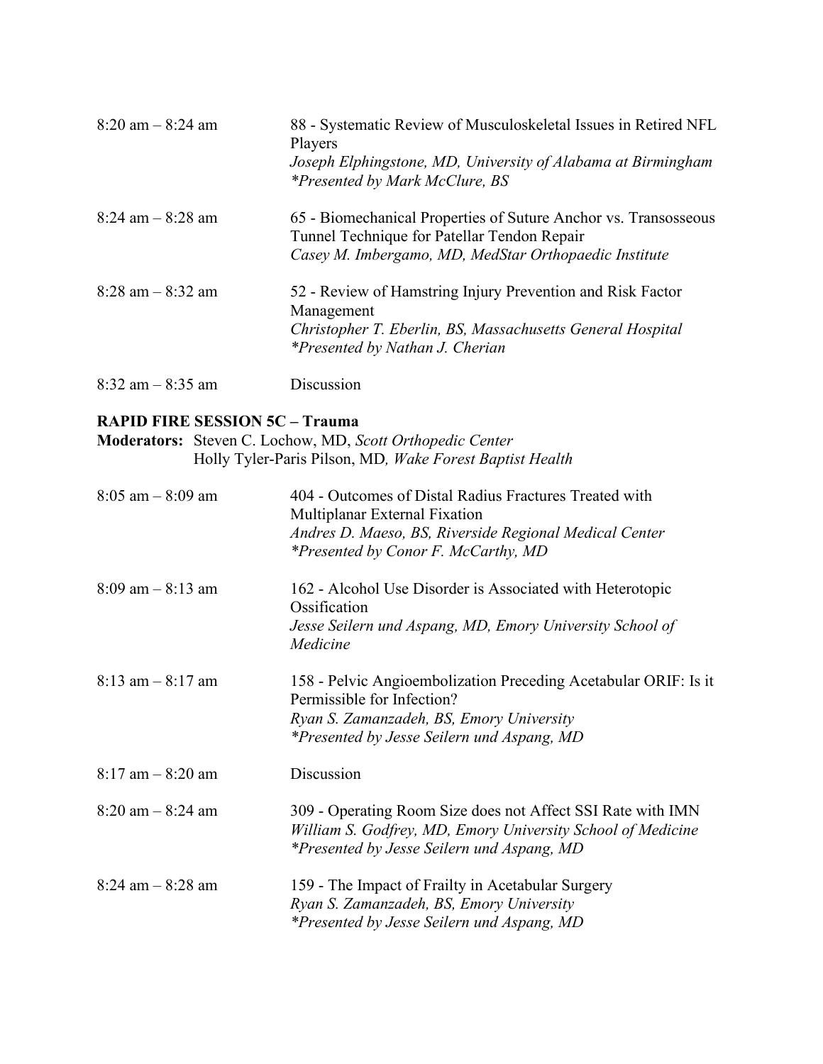8:20 am – 8:24 am — 88 - Systematic Review of Musculoskeletal Issues in Retired NFL Players
*Joseph Elphingstone, MD, University of Alabama at Birmingham*
*\*Presented by Mark McClure, BS*

8:24 am – 8:28 am — 65 - Biomechanical Properties of Suture Anchor vs. Transosseous Tunnel Technique for Patellar Tendon Repair
*Casey M. Imbergamo, MD, MedStar Orthopaedic Institute*

8:28 am – 8:32 am — 52 - Review of Hamstring Injury Prevention and Risk Factor Management
*Christopher T. Eberlin, BS, Massachusetts General Hospital*
*\*Presented by Nathan J. Cherian*

8:32 am – 8:35 am — Discussion

**RAPID FIRE SESSION 5C – Trauma**

**Moderators:** Steven C. Lochow, MD, *Scott Orthopedic Center*
Holly Tyler-Paris Pilson, MD*, Wake Forest Baptist Health*

8:05 am – 8:09 am — 404 - Outcomes of Distal Radius Fractures Treated with Multiplanar External Fixation
*Andres D. Maeso, BS, Riverside Regional Medical Center*
*\*Presented by Conor F. McCarthy, MD*

8:09 am – 8:13 am — 162 - Alcohol Use Disorder is Associated with Heterotopic Ossification
*Jesse Seilern und Aspang, MD, Emory University School of Medicine*

8:13 am – 8:17 am — 158 - Pelvic Angioembolization Preceding Acetabular ORIF: Is it Permissible for Infection?
*Ryan S. Zamanzadeh, BS, Emory University*
*\*Presented by Jesse Seilern und Aspang, MD*

8:17 am – 8:20 am — Discussion

8:20 am – 8:24 am — 309 - Operating Room Size does not Affect SSI Rate with IMN
*William S. Godfrey, MD, Emory University School of Medicine*
*\*Presented by Jesse Seilern und Aspang, MD*

8:24 am – 8:28 am — 159 - The Impact of Frailty in Acetabular Surgery
*Ryan S. Zamanzadeh, BS, Emory University*
*\*Presented by Jesse Seilern und Aspang, MD*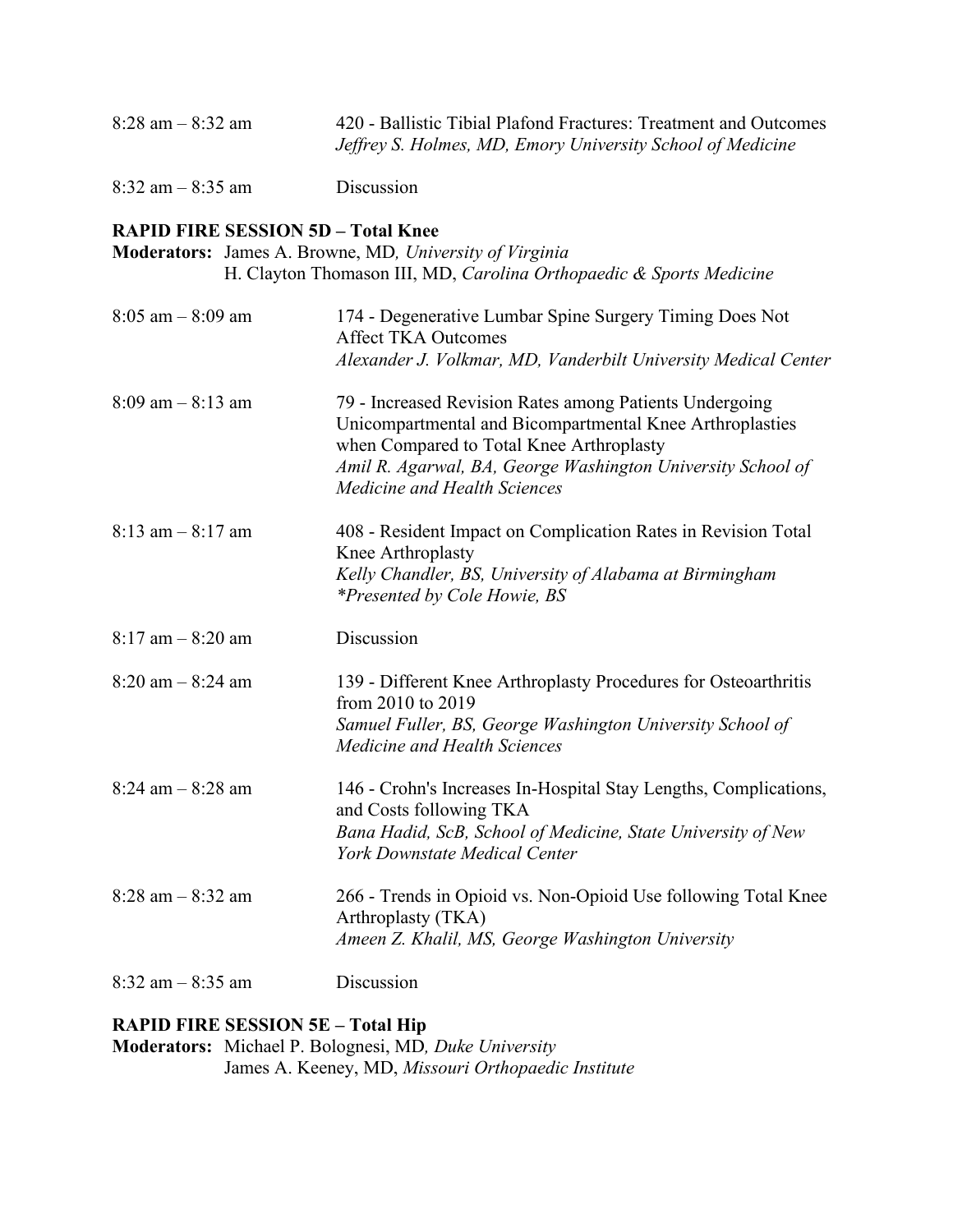8:28 am – 8:32 am — 420 - Ballistic Tibial Plafond Fractures: Treatment and Outcomes
*Jeffrey S. Holmes, MD, Emory University School of Medicine*

8:32 am – 8:35 am — Discussion

**RAPID FIRE SESSION 5D – Total Knee**
**Moderators:** James A. Browne, MD*, University of Virginia*
H. Clayton Thomason III, MD, *Carolina Orthopaedic & Sports Medicine*

8:05 am – 8:09 am — 174 - Degenerative Lumbar Spine Surgery Timing Does Not Affect TKA Outcomes
*Alexander J. Volkmar, MD, Vanderbilt University Medical Center*

8:09 am – 8:13 am — 79 - Increased Revision Rates among Patients Undergoing Unicompartmental and Bicompartmental Knee Arthroplasties when Compared to Total Knee Arthroplasty
*Amil R. Agarwal, BA, George Washington University School of Medicine and Health Sciences*

8:13 am – 8:17 am — 408 - Resident Impact on Complication Rates in Revision Total Knee Arthroplasty
*Kelly Chandler, BS, University of Alabama at Birmingham*
*\*Presented by Cole Howie, BS*

8:17 am – 8:20 am — Discussion

8:20 am – 8:24 am — 139 - Different Knee Arthroplasty Procedures for Osteoarthritis from 2010 to 2019
*Samuel Fuller, BS, George Washington University School of Medicine and Health Sciences*

8:24 am – 8:28 am — 146 - Crohn's Increases In-Hospital Stay Lengths, Complications, and Costs following TKA
*Bana Hadid, ScB, School of Medicine, State University of New York Downstate Medical Center*

8:28 am – 8:32 am — 266 - Trends in Opioid vs. Non-Opioid Use following Total Knee Arthroplasty (TKA)
*Ameen Z. Khalil, MS, George Washington University*

8:32 am – 8:35 am — Discussion

**RAPID FIRE SESSION 5E – Total Hip**
**Moderators:** Michael P. Bolognesi, MD*, Duke University*
James A. Keeney, MD, *Missouri Orthopaedic Institute*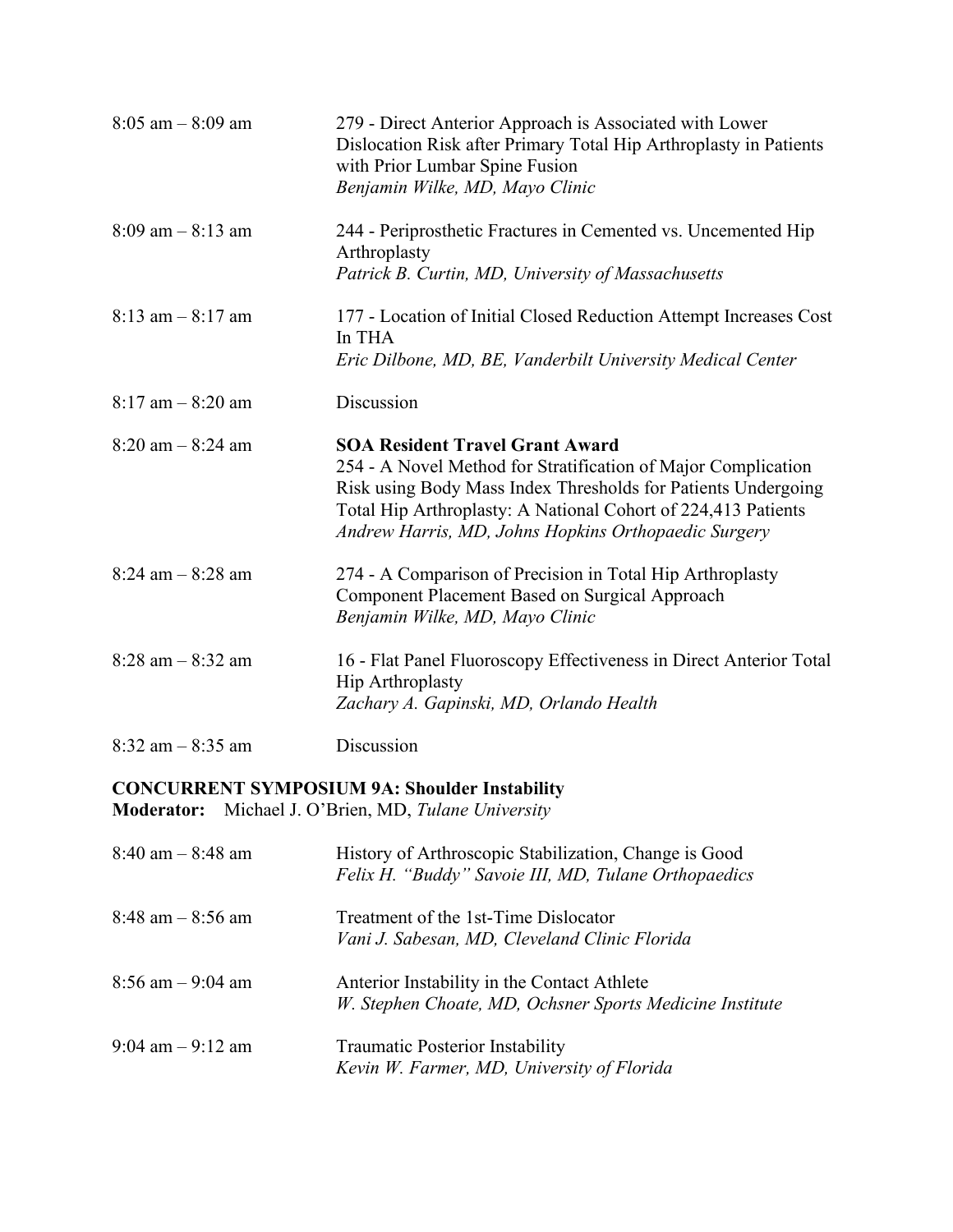| | |
|---|---|
| 8:05 am – 8:09 am | 279 - Direct Anterior Approach is Associated with Lower Dislocation Risk after Primary Total Hip Arthroplasty in Patients with Prior Lumbar Spine Fusion<br>*Benjamin Wilke, MD, Mayo Clinic* |
| 8:09 am – 8:13 am | 244 - Periprosthetic Fractures in Cemented vs. Uncemented Hip Arthroplasty<br>*Patrick B. Curtin, MD, University of Massachusetts* |
| 8:13 am – 8:17 am | 177 - Location of Initial Closed Reduction Attempt Increases Cost In THA<br>*Eric Dilbone, MD, BE, Vanderbilt University Medical Center* |
| 8:17 am – 8:20 am | Discussion |
| 8:20 am – 8:24 am | **SOA Resident Travel Grant Award**<br>254 - A Novel Method for Stratification of Major Complication Risk using Body Mass Index Thresholds for Patients Undergoing Total Hip Arthroplasty: A National Cohort of 224,413 Patients<br>*Andrew Harris, MD, Johns Hopkins Orthopaedic Surgery* |
| 8:24 am – 8:28 am | 274 - A Comparison of Precision in Total Hip Arthroplasty Component Placement Based on Surgical Approach<br>*Benjamin Wilke, MD, Mayo Clinic* |
| 8:28 am – 8:32 am | 16 - Flat Panel Fluoroscopy Effectiveness in Direct Anterior Total Hip Arthroplasty<br>*Zachary A. Gapinski, MD, Orlando Health* |
| 8:32 am – 8:35 am | Discussion |

**CONCURRENT SYMPOSIUM 9A: Shoulder Instability**
**Moderator:** Michael J. O'Brien, MD, *Tulane University*

| | |
|---|---|
| 8:40 am – 8:48 am | History of Arthroscopic Stabilization, Change is Good<br>*Felix H. "Buddy" Savoie III, MD, Tulane Orthopaedics* |
| 8:48 am – 8:56 am | Treatment of the 1st-Time Dislocator<br>*Vani J. Sabesan, MD, Cleveland Clinic Florida* |
| 8:56 am – 9:04 am | Anterior Instability in the Contact Athlete<br>*W. Stephen Choate, MD, Ochsner Sports Medicine Institute* |
| 9:04 am – 9:12 am | Traumatic Posterior Instability<br>*Kevin W. Farmer, MD, University of Florida* |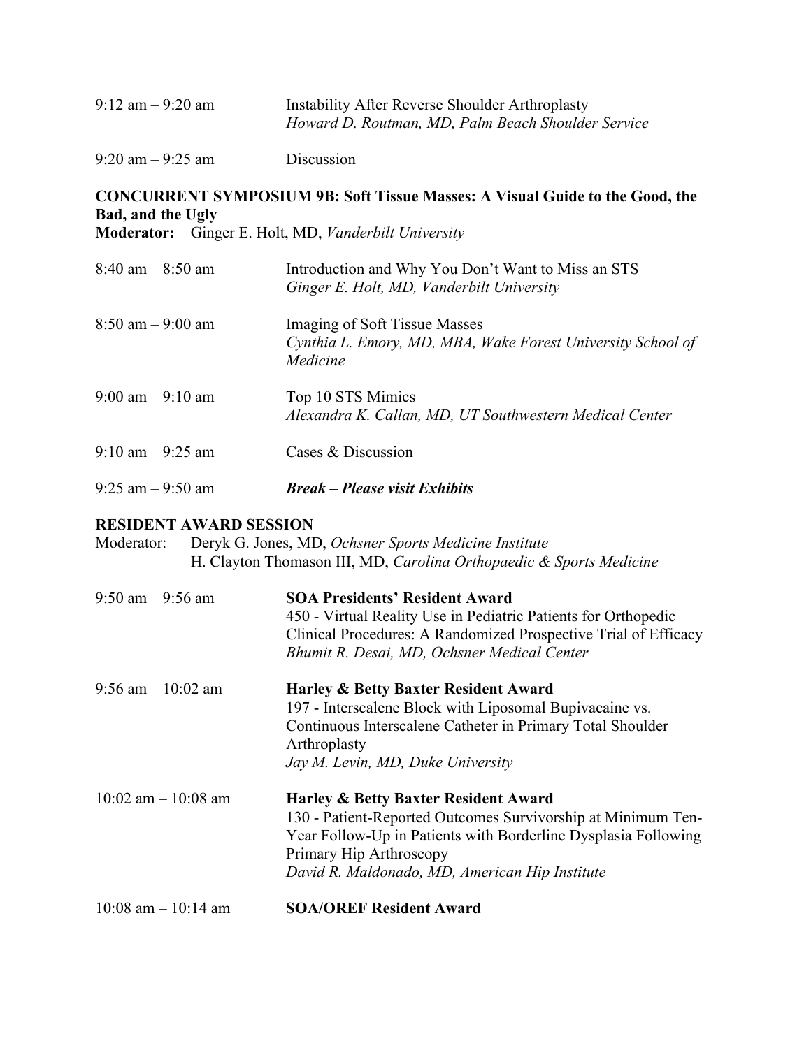9:12 am – 9:20 am Instability After Reverse Shoulder Arthroplasty
*Howard D. Routman, MD, Palm Beach Shoulder Service*

9:20 am – 9:25 am Discussion

**CONCURRENT SYMPOSIUM 9B: Soft Tissue Masses: A Visual Guide to the Good, the Bad, and the Ugly**
**Moderator:** Ginger E. Holt, MD, *Vanderbilt University*

8:40 am – 8:50 am Introduction and Why You Don't Want to Miss an STS
*Ginger E. Holt, MD, Vanderbilt University*

8:50 am – 9:00 am Imaging of Soft Tissue Masses
*Cynthia L. Emory, MD, MBA, Wake Forest University School of Medicine*

9:00 am – 9:10 am Top 10 STS Mimics
*Alexandra K. Callan, MD, UT Southwestern Medical Center*

9:10 am – 9:25 am Cases & Discussion

9:25 am – 9:50 am ***Break – Please visit Exhibits***

**RESIDENT AWARD SESSION**
Moderator: Deryk G. Jones, MD, *Ochsner Sports Medicine Institute*
H. Clayton Thomason III, MD, *Carolina Orthopaedic & Sports Medicine*

9:50 am – 9:56 am **SOA Presidents' Resident Award**
450 - Virtual Reality Use in Pediatric Patients for Orthopedic Clinical Procedures: A Randomized Prospective Trial of Efficacy
*Bhumit R. Desai, MD, Ochsner Medical Center*

9:56 am – 10:02 am **Harley & Betty Baxter Resident Award**
197 - Interscalene Block with Liposomal Bupivacaine vs. Continuous Interscalene Catheter in Primary Total Shoulder Arthroplasty
*Jay M. Levin, MD, Duke University*

10:02 am – 10:08 am **Harley & Betty Baxter Resident Award**
130 - Patient-Reported Outcomes Survivorship at Minimum Ten-Year Follow-Up in Patients with Borderline Dysplasia Following Primary Hip Arthroscopy
*David R. Maldonado, MD, American Hip Institute*

10:08 am – 10:14 am **SOA/OREF Resident Award**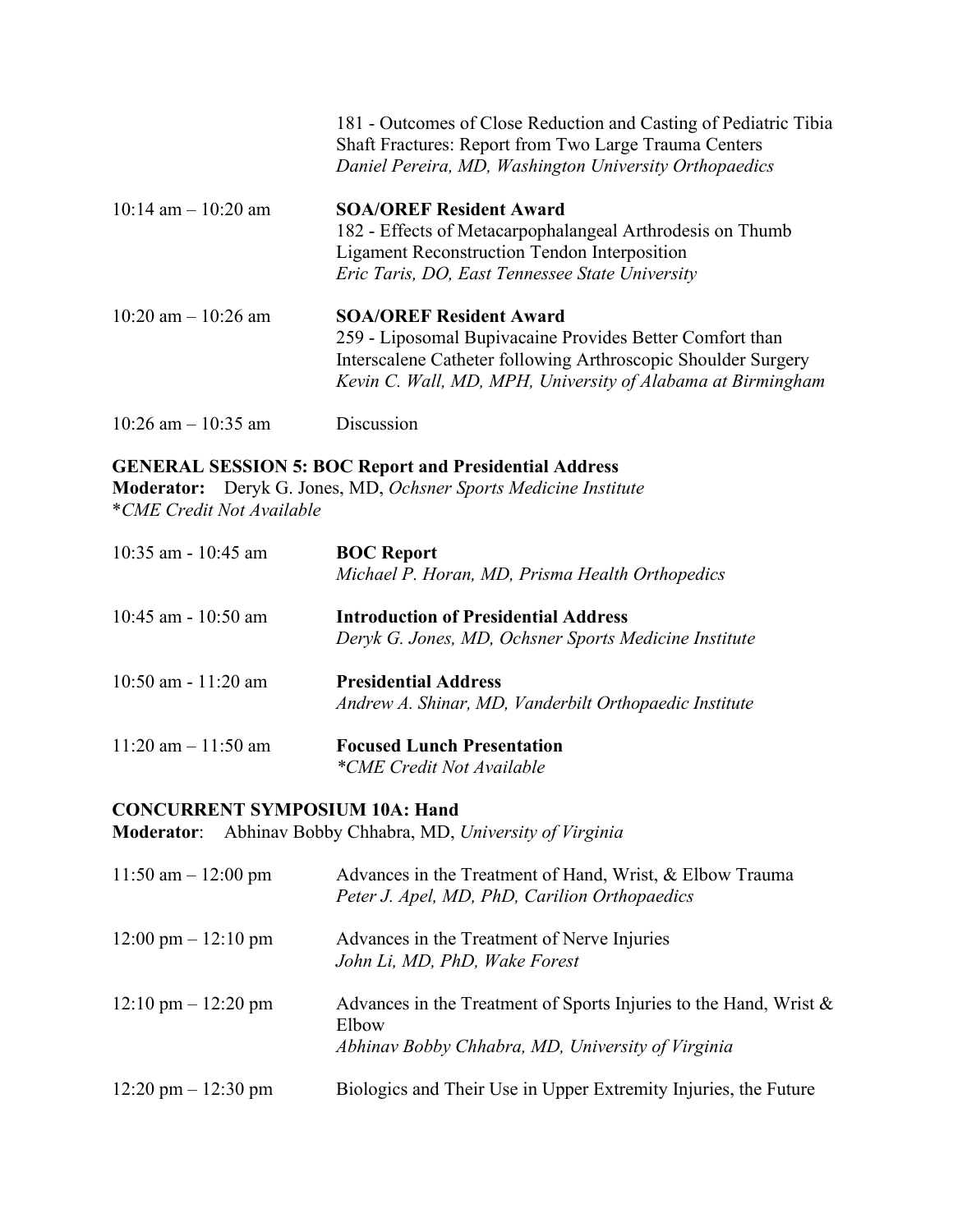181 - Outcomes of Close Reduction and Casting of Pediatric Tibia Shaft Fractures: Report from Two Large Trauma Centers
*Daniel Pereira, MD, Washington University Orthopaedics*

10:14 am – 10:20 am **SOA/OREF Resident Award**
182 - Effects of Metacarpophalangeal Arthrodesis on Thumb Ligament Reconstruction Tendon Interposition
*Eric Taris, DO, East Tennessee State University*

10:20 am – 10:26 am **SOA/OREF Resident Award**
259 - Liposomal Bupivacaine Provides Better Comfort than Interscalene Catheter following Arthroscopic Shoulder Surgery
*Kevin C. Wall, MD, MPH, University of Alabama at Birmingham*

10:26 am – 10:35 am Discussion

**GENERAL SESSION 5: BOC Report and Presidential Address**
**Moderator:** Deryk G. Jones, MD, *Ochsner Sports Medicine Institute*
\**CME Credit Not Available*

10:35 am - 10:45 am **BOC Report**
*Michael P. Horan, MD, Prisma Health Orthopedics*

10:45 am - 10:50 am **Introduction of Presidential Address**
*Deryk G. Jones, MD, Ochsner Sports Medicine Institute*

10:50 am - 11:20 am **Presidential Address**
*Andrew A. Shinar, MD, Vanderbilt Orthopaedic Institute*

11:20 am – 11:50 am **Focused Lunch Presentation**
*\*CME Credit Not Available*

**CONCURRENT SYMPOSIUM 10A: Hand**
**Moderator**: Abhinav Bobby Chhabra, MD, *University of Virginia*

11:50 am – 12:00 pm Advances in the Treatment of Hand, Wrist, & Elbow Trauma
*Peter J. Apel, MD, PhD, Carilion Orthopaedics*

12:00 pm – 12:10 pm Advances in the Treatment of Nerve Injuries
*John Li, MD, PhD, Wake Forest*

12:10 pm – 12:20 pm Advances in the Treatment of Sports Injuries to the Hand, Wrist & Elbow
*Abhinav Bobby Chhabra, MD, University of Virginia*

12:20 pm – 12:30 pm Biologics and Their Use in Upper Extremity Injuries, the Future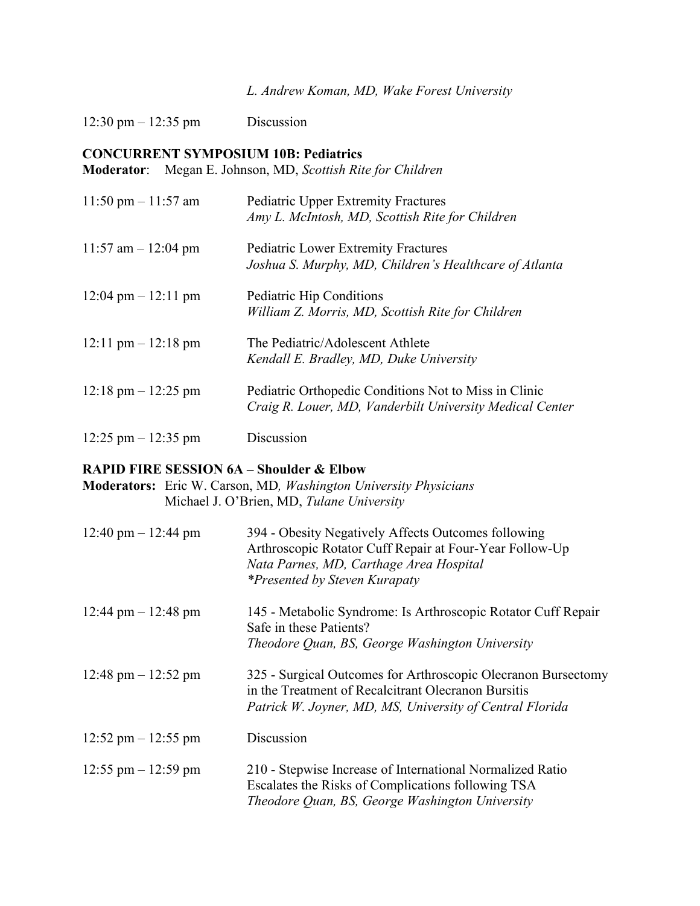*L. Andrew Koman, MD, Wake Forest University*

12:30 pm – 12:35 pm Discussion

**CONCURRENT SYMPOSIUM 10B: Pediatrics**
**Moderator**: Megan E. Johnson, MD, *Scottish Rite for Children*

11:50 pm – 11:57 am Pediatric Upper Extremity Fractures
*Amy L. McIntosh, MD, Scottish Rite for Children*

11:57 am – 12:04 pm Pediatric Lower Extremity Fractures
*Joshua S. Murphy, MD, Children's Healthcare of Atlanta*

12:04 pm – 12:11 pm Pediatric Hip Conditions
*William Z. Morris, MD, Scottish Rite for Children*

12:11 pm – 12:18 pm The Pediatric/Adolescent Athlete
*Kendall E. Bradley, MD, Duke University*

12:18 pm – 12:25 pm Pediatric Orthopedic Conditions Not to Miss in Clinic
*Craig R. Louer, MD, Vanderbilt University Medical Center*

12:25 pm – 12:35 pm Discussion

**RAPID FIRE SESSION 6A – Shoulder & Elbow**
**Moderators:** Eric W. Carson, MD*, Washington University Physicians*
Michael J. O'Brien, MD, *Tulane University*

12:40 pm – 12:44 pm 394 - Obesity Negatively Affects Outcomes following Arthroscopic Rotator Cuff Repair at Four-Year Follow-Up
*Nata Parnes, MD, Carthage Area Hospital*
*\*Presented by Steven Kurapaty*

12:44 pm – 12:48 pm 145 - Metabolic Syndrome: Is Arthroscopic Rotator Cuff Repair Safe in these Patients?
*Theodore Quan, BS, George Washington University*

12:48 pm – 12:52 pm 325 - Surgical Outcomes for Arthroscopic Olecranon Bursectomy in the Treatment of Recalcitrant Olecranon Bursitis
*Patrick W. Joyner, MD, MS, University of Central Florida*

12:52 pm – 12:55 pm Discussion

12:55 pm – 12:59 pm 210 - Stepwise Increase of International Normalized Ratio Escalates the Risks of Complications following TSA
*Theodore Quan, BS, George Washington University*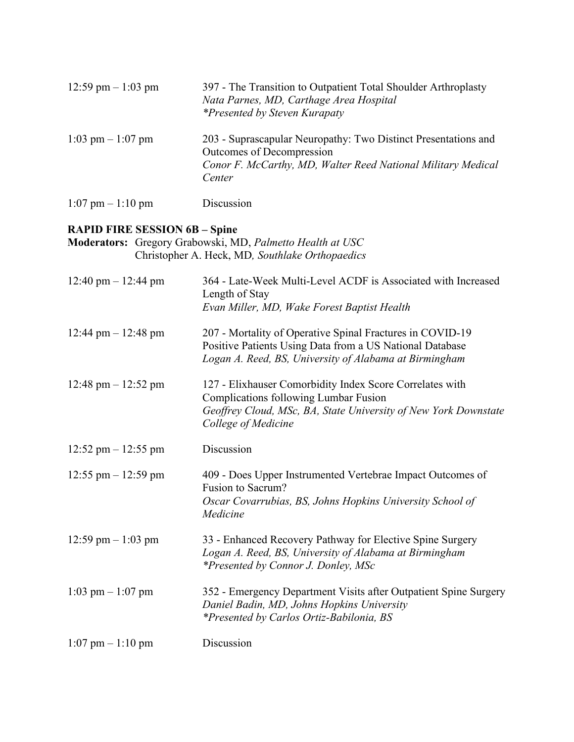12:59 pm – 1:03 pm — 397 - The Transition to Outpatient Total Shoulder Arthroplasty
*Nata Parnes, MD, Carthage Area Hospital*
**Presented by Steven Kurapaty*

1:03 pm – 1:07 pm — 203 - Suprascapular Neuropathy: Two Distinct Presentations and Outcomes of Decompression
*Conor F. McCarthy, MD, Walter Reed National Military Medical Center*

1:07 pm – 1:10 pm — Discussion

**RAPID FIRE SESSION 6B – Spine**

**Moderators:** Gregory Grabowski, MD, *Palmetto Health at USC*
Christopher A. Heck, MD*, Southlake Orthopaedics*

12:40 pm – 12:44 pm — 364 - Late-Week Multi-Level ACDF is Associated with Increased Length of Stay
*Evan Miller, MD, Wake Forest Baptist Health*

12:44 pm – 12:48 pm — 207 - Mortality of Operative Spinal Fractures in COVID-19 Positive Patients Using Data from a US National Database
*Logan A. Reed, BS, University of Alabama at Birmingham*

12:48 pm – 12:52 pm — 127 - Elixhauser Comorbidity Index Score Correlates with Complications following Lumbar Fusion
*Geoffrey Cloud, MSc, BA, State University of New York Downstate College of Medicine*

12:52 pm – 12:55 pm — Discussion

12:55 pm – 12:59 pm — 409 - Does Upper Instrumented Vertebrae Impact Outcomes of Fusion to Sacrum?
*Oscar Covarrubias, BS, Johns Hopkins University School of Medicine*

12:59 pm – 1:03 pm — 33 - Enhanced Recovery Pathway for Elective Spine Surgery
*Logan A. Reed, BS, University of Alabama at Birmingham*
**Presented by Connor J. Donley, MSc*

1:03 pm – 1:07 pm — 352 - Emergency Department Visits after Outpatient Spine Surgery
*Daniel Badin, MD, Johns Hopkins University*
**Presented by Carlos Ortiz-Babilonia, BS*

1:07 pm – 1:10 pm — Discussion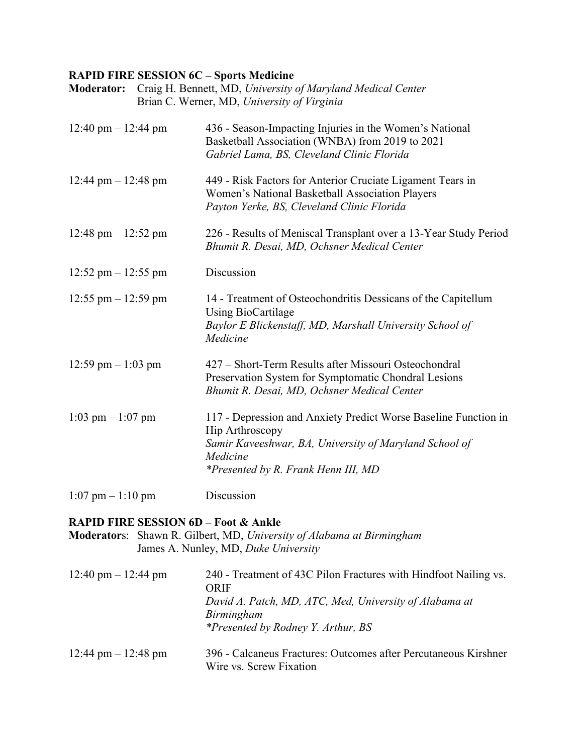**RAPID FIRE SESSION 6C – Sports Medicine**

**Moderator:** Craig H. Bennett, MD, *University of Maryland Medical Center*
Brian C. Werner, MD, *University of Virginia*

| | |
|---|---|
| 12:40 pm – 12:44 pm | 436 - Season-Impacting Injuries in the Women's National Basketball Association (WNBA) from 2019 to 2021<br>*Gabriel Lama, BS, Cleveland Clinic Florida* |
| 12:44 pm – 12:48 pm | 449 - Risk Factors for Anterior Cruciate Ligament Tears in Women's National Basketball Association Players<br>*Payton Yerke, BS, Cleveland Clinic Florida* |
| 12:48 pm – 12:52 pm | 226 - Results of Meniscal Transplant over a 13-Year Study Period<br>*Bhumit R. Desai, MD, Ochsner Medical Center* |
| 12:52 pm – 12:55 pm | Discussion |
| 12:55 pm – 12:59 pm | 14 - Treatment of Osteochondritis Dessicans of the Capitellum Using BioCartilage<br>*Baylor E Blickenstaff, MD, Marshall University School of Medicine* |
| 12:59 pm – 1:03 pm | 427 – Short-Term Results after Missouri Osteochondral Preservation System for Symptomatic Chondral Lesions<br>*Bhumit R. Desai, MD, Ochsner Medical Center* |
| 1:03 pm – 1:07 pm | 117 - Depression and Anxiety Predict Worse Baseline Function in Hip Arthroscopy<br>*Samir Kaveeshwar, BA, University of Maryland School of Medicine*<br>*\*Presented by R. Frank Henn III, MD* |
| 1:07 pm – 1:10 pm | Discussion |

**RAPID FIRE SESSION 6D – Foot & Ankle**

**Moderators**: Shawn R. Gilbert, MD, *University of Alabama at Birmingham*
James A. Nunley, MD, *Duke University*

| | |
|---|---|
| 12:40 pm – 12:44 pm | 240 - Treatment of 43C Pilon Fractures with Hindfoot Nailing vs. ORIF<br>*David A. Patch, MD, ATC, Med, University of Alabama at Birmingham*<br>*\*Presented by Rodney Y. Arthur, BS* |
| 12:44 pm – 12:48 pm | 396 - Calcaneus Fractures: Outcomes after Percutaneous Kirshner Wire vs. Screw Fixation |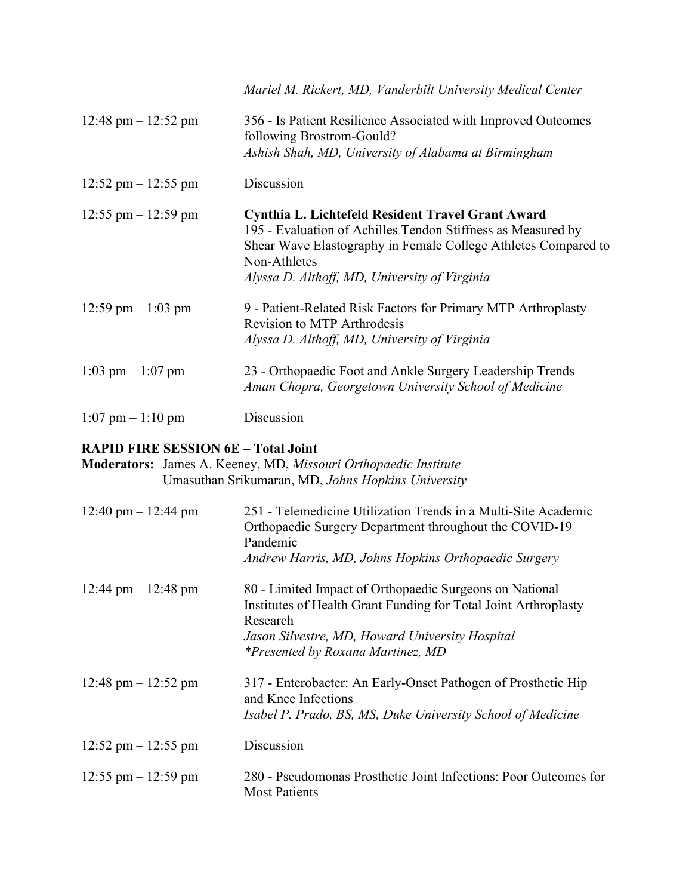*Mariel M. Rickert, MD, Vanderbilt University Medical Center*

12:48 pm – 12:52 pm 356 - Is Patient Resilience Associated with Improved Outcomes following Brostrom-Gould?
*Ashish Shah, MD, University of Alabama at Birmingham*

12:52 pm – 12:55 pm Discussion

12:55 pm – 12:59 pm **Cynthia L. Lichtefeld Resident Travel Grant Award**
195 - Evaluation of Achilles Tendon Stiffness as Measured by Shear Wave Elastography in Female College Athletes Compared to Non-Athletes
*Alyssa D. Althoff, MD, University of Virginia*

12:59 pm – 1:03 pm 9 - Patient-Related Risk Factors for Primary MTP Arthroplasty Revision to MTP Arthrodesis
*Alyssa D. Althoff, MD, University of Virginia*

1:03 pm – 1:07 pm 23 - Orthopaedic Foot and Ankle Surgery Leadership Trends
*Aman Chopra, Georgetown University School of Medicine*

1:07 pm – 1:10 pm Discussion

**RAPID FIRE SESSION 6E – Total Joint**

**Moderators:** James A. Keeney, MD, *Missouri Orthopaedic Institute*
Umasuthan Srikumaran, MD, *Johns Hopkins University*

12:40 pm – 12:44 pm 251 - Telemedicine Utilization Trends in a Multi-Site Academic Orthopaedic Surgery Department throughout the COVID-19 Pandemic
*Andrew Harris, MD, Johns Hopkins Orthopaedic Surgery*

12:44 pm – 12:48 pm 80 - Limited Impact of Orthopaedic Surgeons on National Institutes of Health Grant Funding for Total Joint Arthroplasty Research
*Jason Silvestre, MD, Howard University Hospital*
*\*Presented by Roxana Martinez, MD*

12:48 pm – 12:52 pm 317 - Enterobacter: An Early-Onset Pathogen of Prosthetic Hip and Knee Infections
*Isabel P. Prado, BS, MS, Duke University School of Medicine*

12:52 pm – 12:55 pm Discussion

12:55 pm – 12:59 pm 280 - Pseudomonas Prosthetic Joint Infections: Poor Outcomes for Most Patients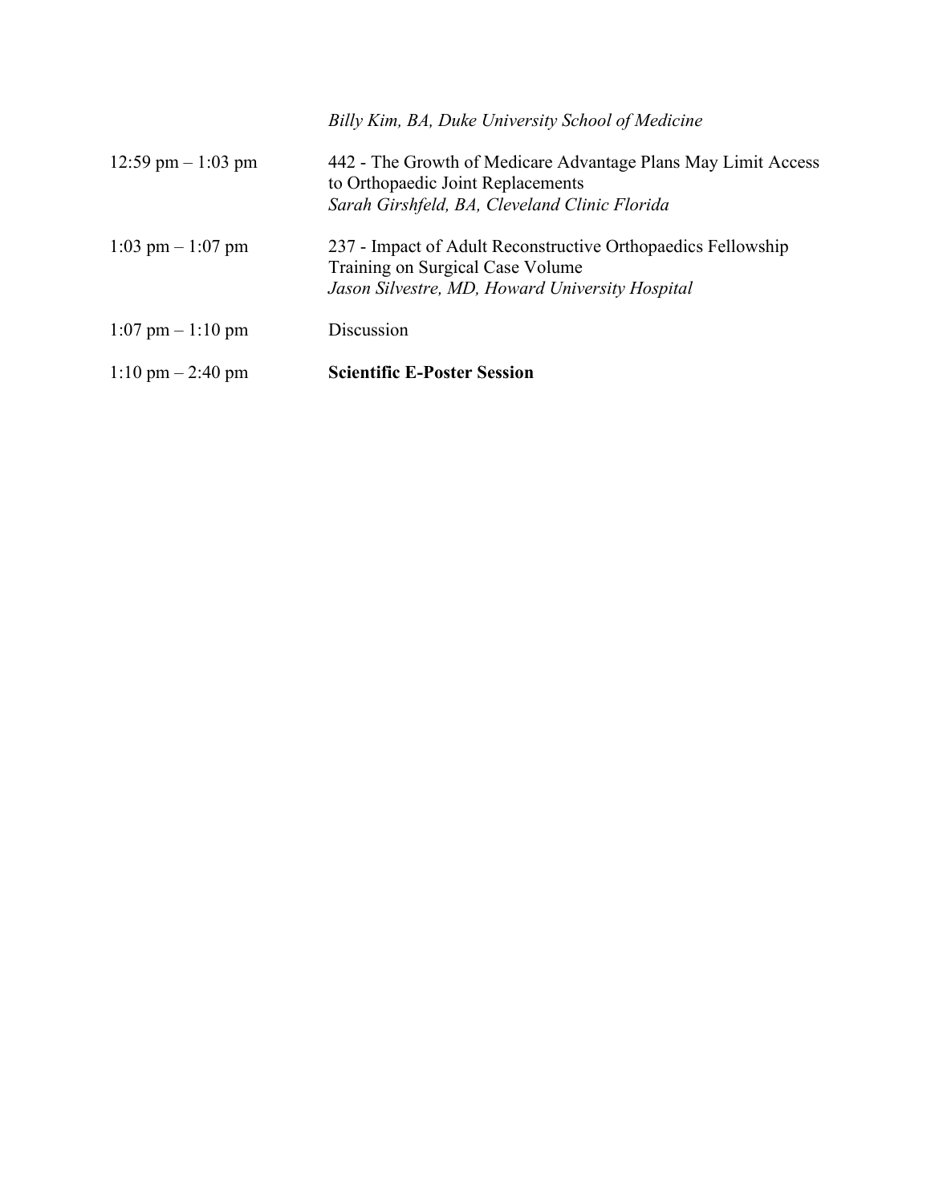*Billy Kim, BA, Duke University School of Medicine*

| | |
|---|---|
| 12:59 pm – 1:03 pm | 442 - The Growth of Medicare Advantage Plans May Limit Access to Orthopaedic Joint Replacements<br>*Sarah Girshfeld, BA, Cleveland Clinic Florida* |
| 1:03 pm – 1:07 pm | 237 - Impact of Adult Reconstructive Orthopaedics Fellowship Training on Surgical Case Volume<br>*Jason Silvestre, MD, Howard University Hospital* |
| 1:07 pm – 1:10 pm | Discussion |
| 1:10 pm – 2:40 pm | **Scientific E-Poster Session** |